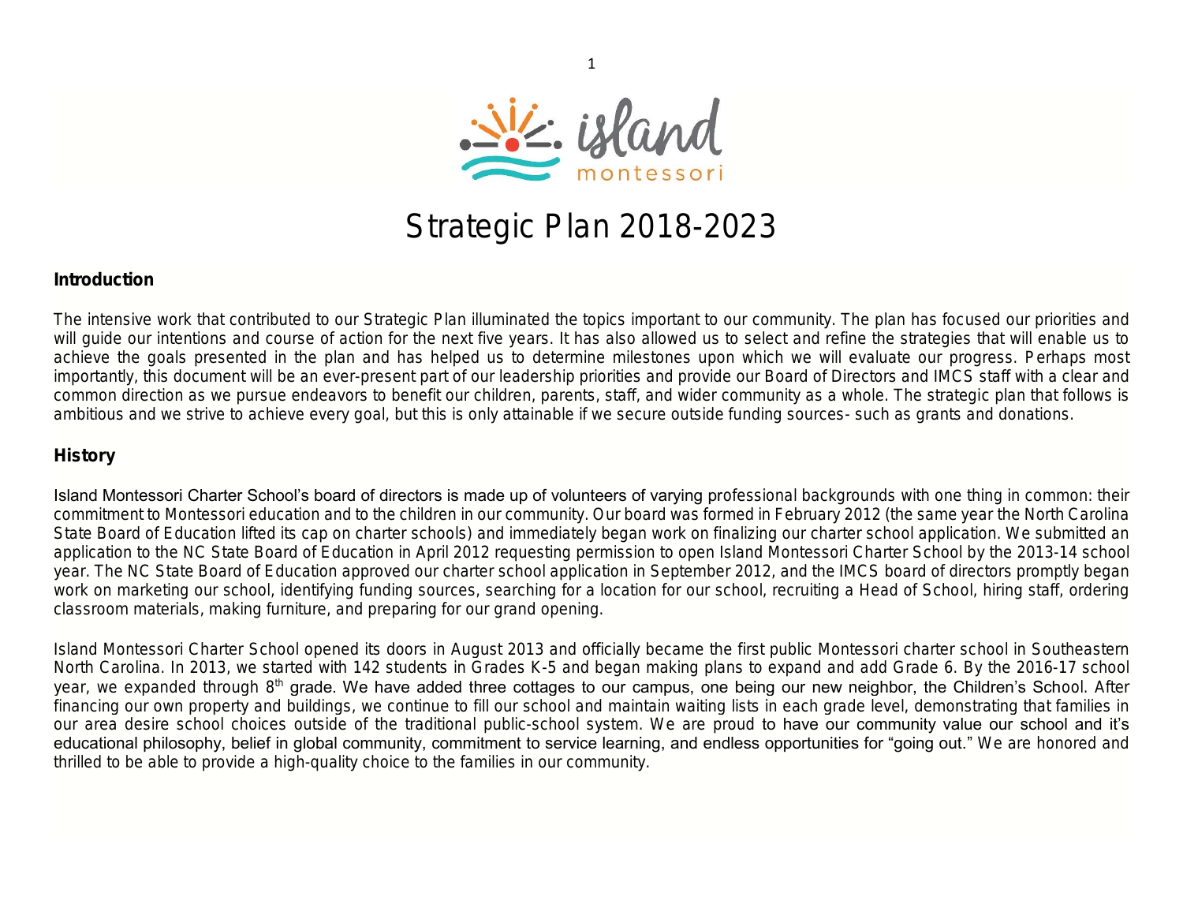island montessori

# Strategic Plan 2018-2023

## Introduction

The intensive work that contributed to our Strategic Plan illuminated the topics important to our community. The plan has focused our priorities and will guide our intentions and course of action for the next five years. It has also allowed us to select and refine the strategies that will enable us to achieve the goals presented in the plan and has helped us to determine milestones upon which we will evaluate our progress. Perhaps most importantly, this document will be an ever-present part of our leadership priorities and provide our Board of Directors and IMCS staff with a clear and common direction as we pursue endeavors to benefit our children, parents, staff, and wider community as a whole. The strategic plan that follows is ambitious and we strive to achieve every goal, but this is only attainable if we secure outside funding sources- such as grants and donations.

## History

Island Montessori Charter School's board of directors is made up of volunteers of varying professional backgrounds with one thing in common: their commitment to Montessori education and to the children in our community. Our board was formed in February 2012 (the same year the North Carolina State Board of Education lifted its cap on charter schools) and immediately began work on finalizing our charter school application. We submitted an application to the NC State Board of Education in April 2012 requesting permission to open Island Montessori Charter School by the 2013-14 school year. The NC State Board of Education approved our charter school application in September 2012, and the IMCS board of directors promptly began work on marketing our school, identifying funding sources, searching for a location for our school, recruiting a Head of School, hiring staff, ordering classroom materials, making furniture, and preparing for our grand opening.

Island Montessori Charter School opened its doors in August 2013 and officially became the first public Montessori charter school in Southeastern North Carolina. In 2013, we started with 142 students in Grades K-5 and began making plans to expand and add Grade 6. By the 2016-17 school year, we expanded through 8th grade. We have added three cottages to our campus, one being our new neighbor, the Children's School. After financing our own property and buildings, we continue to fill our school and maintain waiting lists in each grade level, demonstrating that families in our area desire school choices outside of the traditional public-school system. We are proud to have our community value our school and it's educational philosophy, belief in global community, commitment to service learning, and endless opportunities for "going out." We are honored and thrilled to be able to provide a high-quality choice to the families in our community.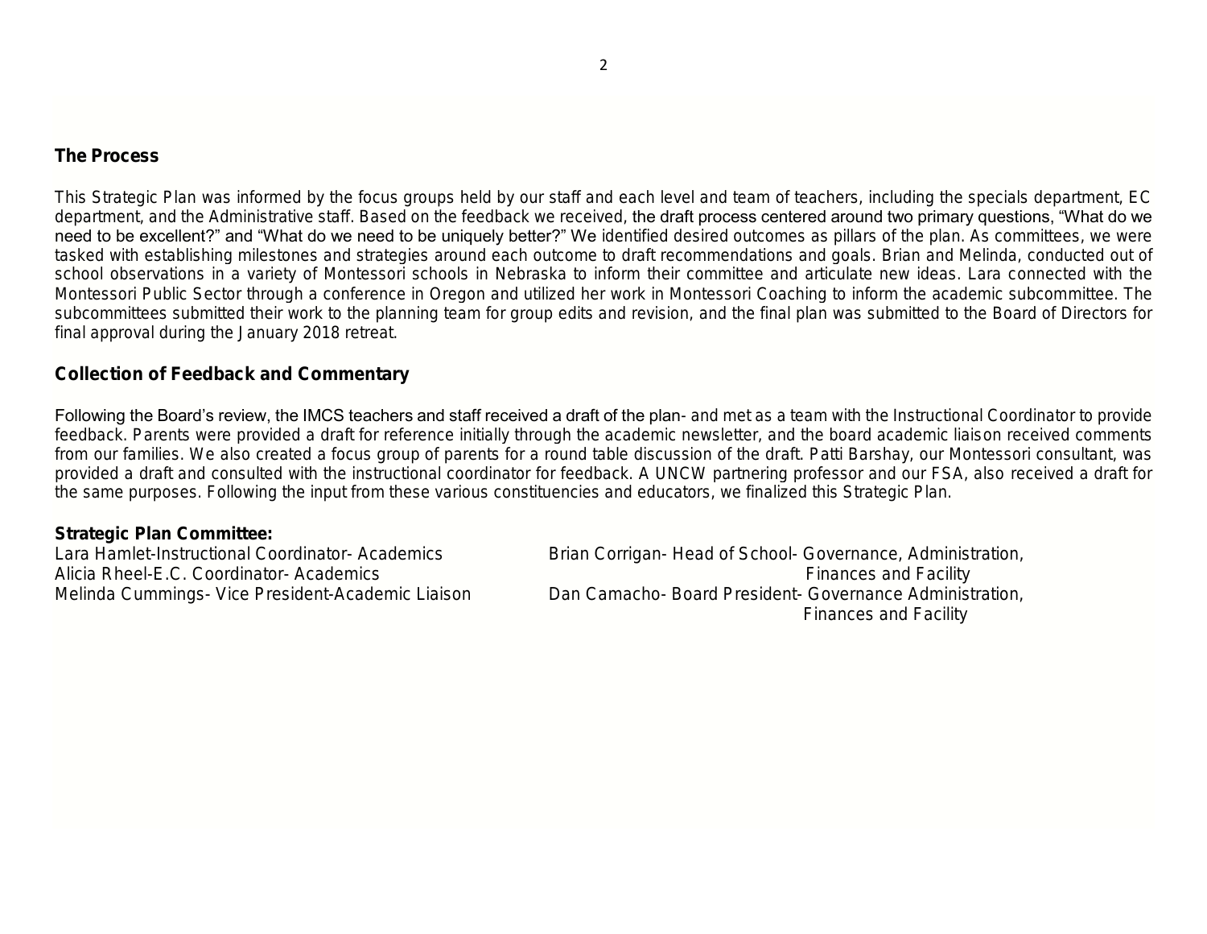## The Process

This Strategic Plan was informed by the focus groups held by our staff and each level and team of teachers, including the specials department, EC department, and the Administrative staff. Based on the feedback we received, the draft process centered around two primary questions, "What do we need to be excellent?" and "What do we need to be uniquely better?" We identified desired outcomes as pillars of the plan. As committees, we were tasked with establishing milestones and strategies around each outcome to draft recommendations and goals. Brian and Melinda, conducted out of school observations in a variety of Montessori schools in Nebraska to inform their committee and articulate new ideas. Lara connected with the Montessori Public Sector through a conference in Oregon and utilized her work in Montessori Coaching to inform the academic subcommittee. The subcommittees submitted their work to the planning team for group edits and revision, and the final plan was submitted to the Board of Directors for final approval during the January 2018 retreat.

## Collection of Feedback and Commentary

Following the Board's review, the IMCS teachers and staff received a draft of the plan- and met as a team with the Instructional Coordinator to provide feedback. Parents were provided a draft for reference initially through the academic newsletter, and the board academic liaison received comments from our families. We also created a focus group of parents for a round table discussion of the draft. Patti Barshay, our Montessori consultant, was provided a draft and consulted with the instructional coordinator for feedback. A UNCW partnering professor and our FSA, also received a draft for the same purposes. Following the input from these various constituencies and educators, we finalized this Strategic Plan.

**Strategic Plan Committee:**

Lara Hamlet-Instructional Coordinator- Academics
Alicia Rheel-E.C. Coordinator- Academics
Melinda Cummings- Vice President-Academic Liaison
Brian Corrigan- Head of School- Governance, Administration, Finances and Facility
Dan Camacho- Board President- Governance Administration, Finances and Facility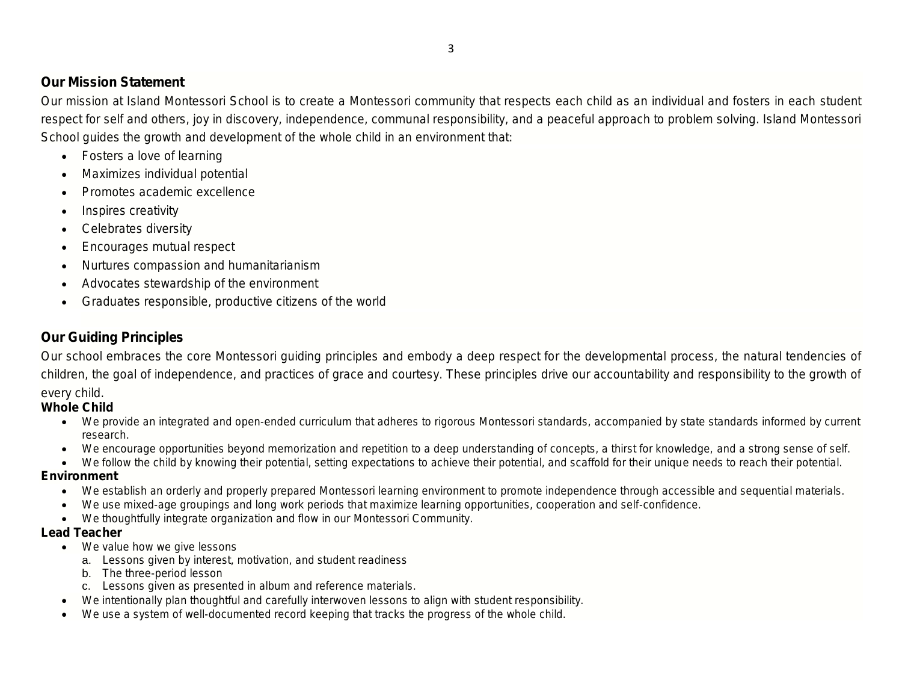## Our Mission Statement

Our mission at Island Montessori School is to create a Montessori community that respects each child as an individual and fosters in each student respect for self and others, joy in discovery, independence, communal responsibility, and a peaceful approach to problem solving. Island Montessori School guides the growth and development of the whole child in an environment that:

- Fosters a love of learning
- Maximizes individual potential
- Promotes academic excellence
- Inspires creativity
- Celebrates diversity
- Encourages mutual respect
- Nurtures compassion and humanitarianism
- Advocates stewardship of the environment
- Graduates responsible, productive citizens of the world

## Our Guiding Principles

Our school embraces the core Montessori guiding principles and embody a deep respect for the developmental process, the natural tendencies of children, the goal of independence, and practices of grace and courtesy. These principles drive our accountability and responsibility to the growth of every child.

**Whole Child**

- We provide an integrated and open-ended curriculum that adheres to rigorous Montessori standards, accompanied by state standards informed by current research.
- We encourage opportunities beyond memorization and repetition to a deep understanding of concepts, a thirst for knowledge, and a strong sense of self.
- We follow the child by knowing their potential, setting expectations to achieve their potential, and scaffold for their unique needs to reach their potential.

**Environment**

- We establish an orderly and properly prepared Montessori learning environment to promote independence through accessible and sequential materials.
- We use mixed-age groupings and long work periods that maximize learning opportunities, cooperation and self-confidence.
- We thoughtfully integrate organization and flow in our Montessori Community.

**Lead Teacher**

- We value how we give lessons
  a. Lessons given by interest, motivation, and student readiness
  b. The three-period lesson
  c. Lessons given as presented in album and reference materials.
- We intentionally plan thoughtful and carefully interwoven lessons to align with student responsibility.
- We use a system of well-documented record keeping that tracks the progress of the whole child.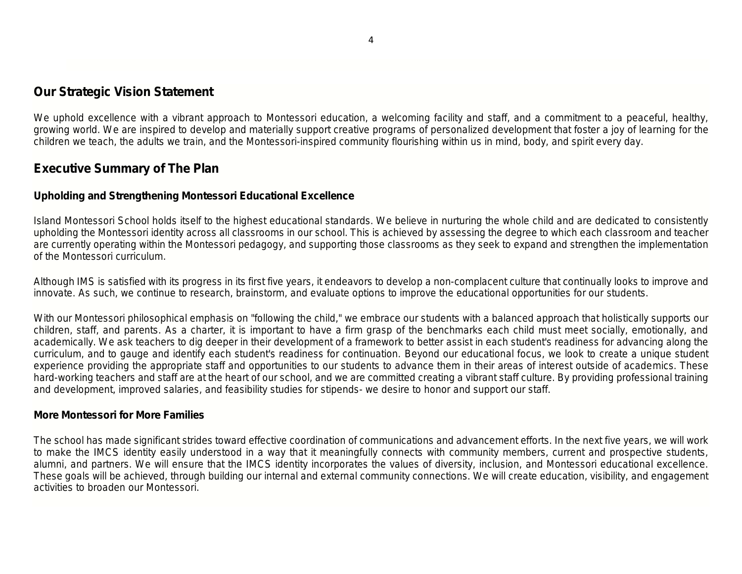## Our Strategic Vision Statement

We uphold excellence with a vibrant approach to Montessori education, a welcoming facility and staff, and a commitment to a peaceful, healthy, growing world. We are inspired to develop and materially support creative programs of personalized development that foster a joy of learning for the children we teach, the adults we train, and the Montessori-inspired community flourishing within us in mind, body, and spirit every day.

## Executive Summary of The Plan

### Upholding and Strengthening Montessori Educational Excellence

Island Montessori School holds itself to the highest educational standards. We believe in nurturing the whole child and are dedicated to consistently upholding the Montessori identity across all classrooms in our school. This is achieved by assessing the degree to which each classroom and teacher are currently operating within the Montessori pedagogy, and supporting those classrooms as they seek to expand and strengthen the implementation of the Montessori curriculum.

Although IMS is satisfied with its progress in its first five years, it endeavors to develop a non-complacent culture that continually looks to improve and innovate. As such, we continue to research, brainstorm, and evaluate options to improve the educational opportunities for our students.

With our Montessori philosophical emphasis on "following the child," we embrace our students with a balanced approach that holistically supports our children, staff, and parents. As a charter, it is important to have a firm grasp of the benchmarks each child must meet socially, emotionally, and academically. We ask teachers to dig deeper in their development of a framework to better assist in each student's readiness for advancing along the curriculum, and to gauge and identify each student's readiness for continuation. Beyond our educational focus, we look to create a unique student experience providing the appropriate staff and opportunities to our students to advance them in their areas of interest outside of academics. These hard-working teachers and staff are at the heart of our school, and we are committed creating a vibrant staff culture. By providing professional training and development, improved salaries, and feasibility studies for stipends- we desire to honor and support our staff.

### More Montessori for More Families

The school has made significant strides toward effective coordination of communications and advancement efforts. In the next five years, we will work to make the IMCS identity easily understood in a way that it meaningfully connects with community members, current and prospective students, alumni, and partners. We will ensure that the IMCS identity incorporates the values of diversity, inclusion, and Montessori educational excellence. These goals will be achieved, through building our internal and external community connections. We will create education, visibility, and engagement activities to broaden our Montessori.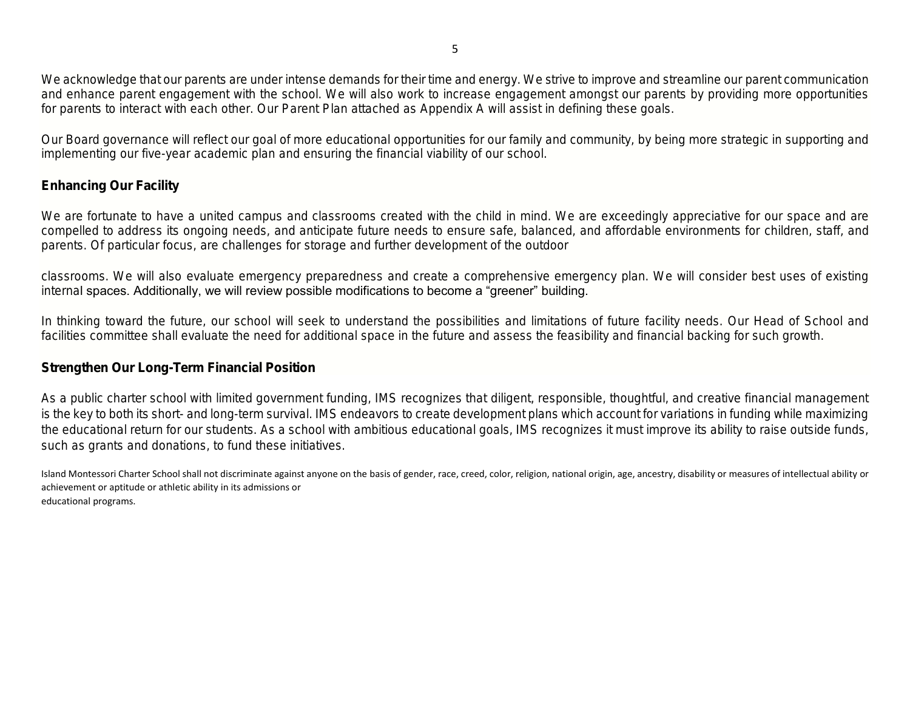We acknowledge that our parents are under intense demands for their time and energy. We strive to improve and streamline our parent communication and enhance parent engagement with the school. We will also work to increase engagement amongst our parents by providing more opportunities for parents to interact with each other. Our Parent Plan attached as Appendix A will assist in defining these goals.

Our Board governance will reflect our goal of more educational opportunities for our family and community, by being more strategic in supporting and implementing our five-year academic plan and ensuring the financial viability of our school.

### Enhancing Our Facility

We are fortunate to have a united campus and classrooms created with the child in mind. We are exceedingly appreciative for our space and are compelled to address its ongoing needs, and anticipate future needs to ensure safe, balanced, and affordable environments for children, staff, and parents. Of particular focus, are challenges for storage and further development of the outdoor classrooms. We will also evaluate emergency preparedness and create a comprehensive emergency plan. We will consider best uses of existing internal spaces. Additionally, we will review possible modifications to become a "greener" building.

In thinking toward the future, our school will seek to understand the possibilities and limitations of future facility needs. Our Head of School and facilities committee shall evaluate the need for additional space in the future and assess the feasibility and financial backing for such growth.

### Strengthen Our Long-Term Financial Position

As a public charter school with limited government funding, IMS recognizes that diligent, responsible, thoughtful, and creative financial management is the key to both its short- and long-term survival. IMS endeavors to create development plans which account for variations in funding while maximizing the educational return for our students. As a school with ambitious educational goals, IMS recognizes it must improve its ability to raise outside funds, such as grants and donations, to fund these initiatives.

Island Montessori Charter School shall not discriminate against anyone on the basis of gender, race, creed, color, religion, national origin, age, ancestry, disability or measures of intellectual ability or achievement or aptitude or athletic ability in its admissions or educational programs.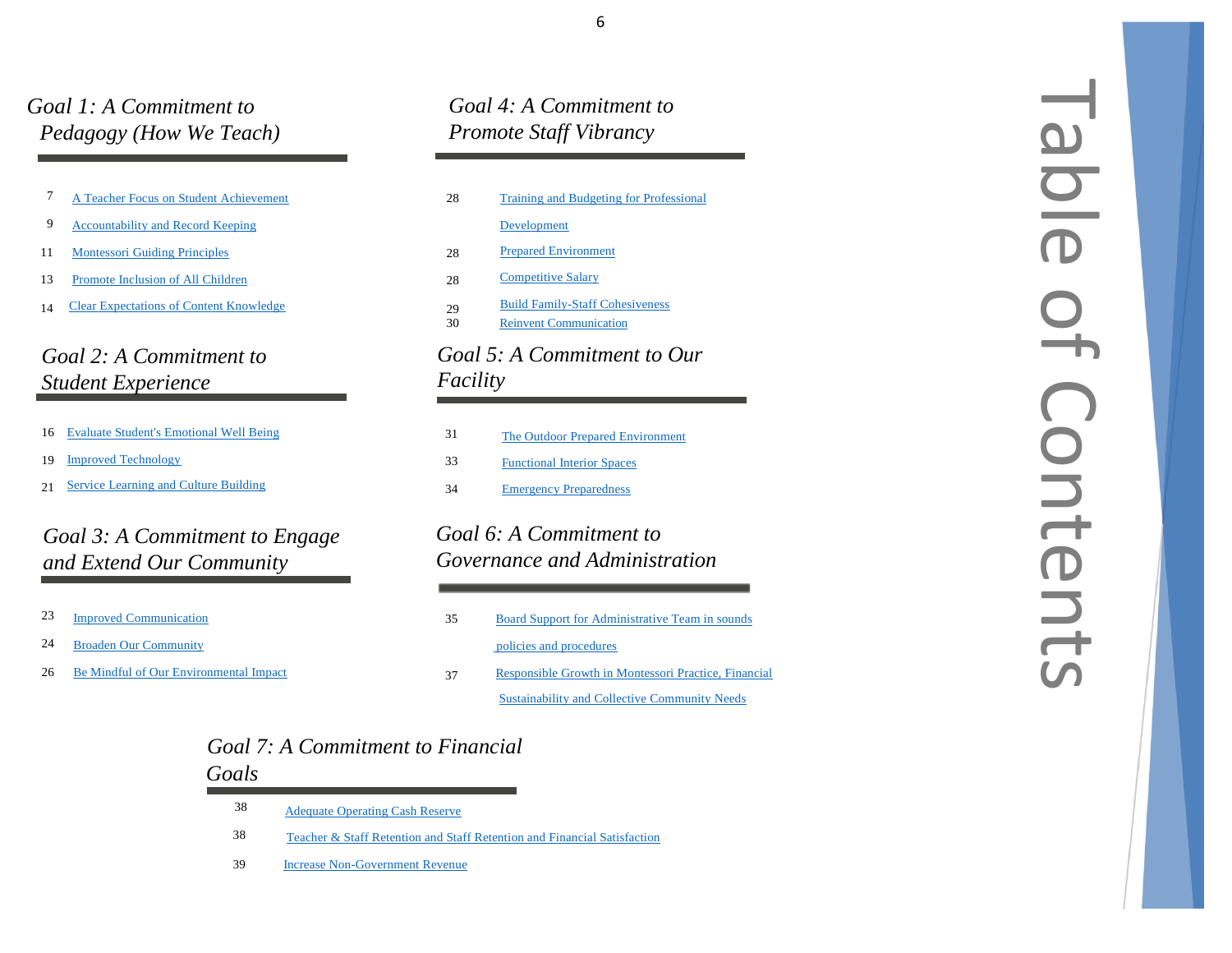# Table of Contents

## *Goal 1: A Commitment to Pedagogy (How We Teach)*

- 7 A Teacher Focus on Student Achievement
- 9 Accountability and Record Keeping
- 11 Montessori Guiding Principles
- 13 Promote Inclusion of All Children
- 14 Clear Expectations of Content Knowledge

## *Goal 2: A Commitment to Student Experience*

- 16 Evaluate Student's Emotional Well Being
- 19 Improved Technology
- 21 Service Learning and Culture Building

## *Goal 3: A Commitment to Engage and Extend Our Community*

- 23 Improved Communication
- 24 Broaden Our Community
- 26 Be Mindful of Our Environmental Impact

## *Goal 4: A Commitment to Promote Staff Vibrancy*

- 28 Training and Budgeting for Professional Development
- 28 Prepared Environment
- 28 Competitive Salary
- 29 Build Family-Staff Cohesiveness
- 30 Reinvent Communication

## *Goal 5: A Commitment to Our Facility*

- 31 The Outdoor Prepared Environment
- 33 Functional Interior Spaces
- 34 Emergency Preparedness

## *Goal 6: A Commitment to Governance and Administration*

- 35 Board Support for Administrative Team in sounds policies and procedures
- 37 Responsible Growth in Montessori Practice, Financial Sustainability and Collective Community Needs

## *Goal 7: A Commitment to Financial Goals*

- 38 Adequate Operating Cash Reserve
- 38 Teacher & Staff Retention and Staff Retention and Financial Satisfaction
- 39 Increase Non-Government Revenue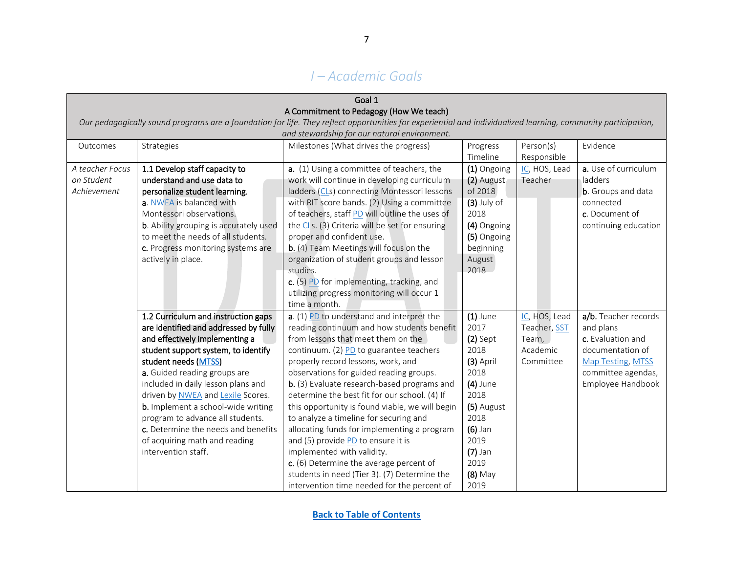## *I – Academic Goals*

| Goal 1<br>A Commitment to Pedagogy (How We teach)<br>*Our pedagogically sound programs are a foundation for life. They reflect opportunities for experiential and individualized learning, community participation, and stewardship for our natural environment.* | | | | | |
|---|---|---|---|---|---|
| Outcomes | Strategies | Milestones (What drives the progress) | Progress Timeline | Person(s) Responsible | Evidence |
| *A teacher Focus on Student Achievement* | **1.1 Develop staff capacity to understand and use data to personalize student learning.**<br>**a**. NWEA is balanced with Montessori observations.<br>**b**. Ability grouping is accurately used to meet the needs of all students.<br>**c**. Progress monitoring systems are actively in place. | **a.** (1) Using a committee of teachers, the work will continue in developing curriculum ladders (CLs) connecting Montessori lessons with RIT score bands. (2) Using a committee of teachers, staff PD will outline the uses of the CLs. (3) Criteria will be set for ensuring proper and confident use.<br>**b.** (4) Team Meetings will focus on the organization of student groups and lesson studies.<br>**c.** (5) PD for implementing, tracking, and utilizing progress monitoring will occur 1 time a month. | **(1)** Ongoing<br>**(2)** August of 2018<br>**(3)** July of 2018<br>**(4)** Ongoing<br>**(5)** Ongoing beginning August 2018 | IC, HOS, Lead Teacher | **a.** Use of curriculum ladders<br>**b**. Groups and data connected<br>**c**. Document of continuing education |
| | **1.2 Curriculum and instruction gaps are identified and addressed by fully and effectively implementing a student support system, to identify student needs (MTSS)**<br>**a**. Guided reading groups are included in daily lesson plans and driven by NWEA and Lexile Scores.<br>**b**. Implement a school-wide writing program to advance all students.<br>**c**. Determine the needs and benefits of acquiring math and reading intervention staff. | **a**. (1) PD to understand and interpret the reading continuum and how students benefit from lessons that meet them on the continuum. (2) PD to guarantee teachers properly record lessons, work, and observations for guided reading groups.<br>**b.** (3) Evaluate research-based programs and determine the best fit for our school. (4) If this opportunity is found viable, we will begin to analyze a timeline for securing and allocating funds for implementing a program and (5) provide PD to ensure it is implemented with validity.<br>**c.** (6) Determine the average percent of students in need (Tier 3). (7) Determine the intervention time needed for the percent of | **(1)** June 2017<br>**(2)** Sept 2018<br>**(3)** April 2018<br>**(4)** June 2018<br>**(5)** August 2018<br>**(6)** Jan 2019<br>**(7)** Jan 2019<br>**(8)** May 2019 | IC, HOS, Lead Teacher, SST Team, Academic Committee | **a/b.** Teacher records and plans<br>**c**. Evaluation and documentation of Map Testing, MTSS committee agendas, Employee Handbook |

**Back to Table of Contents**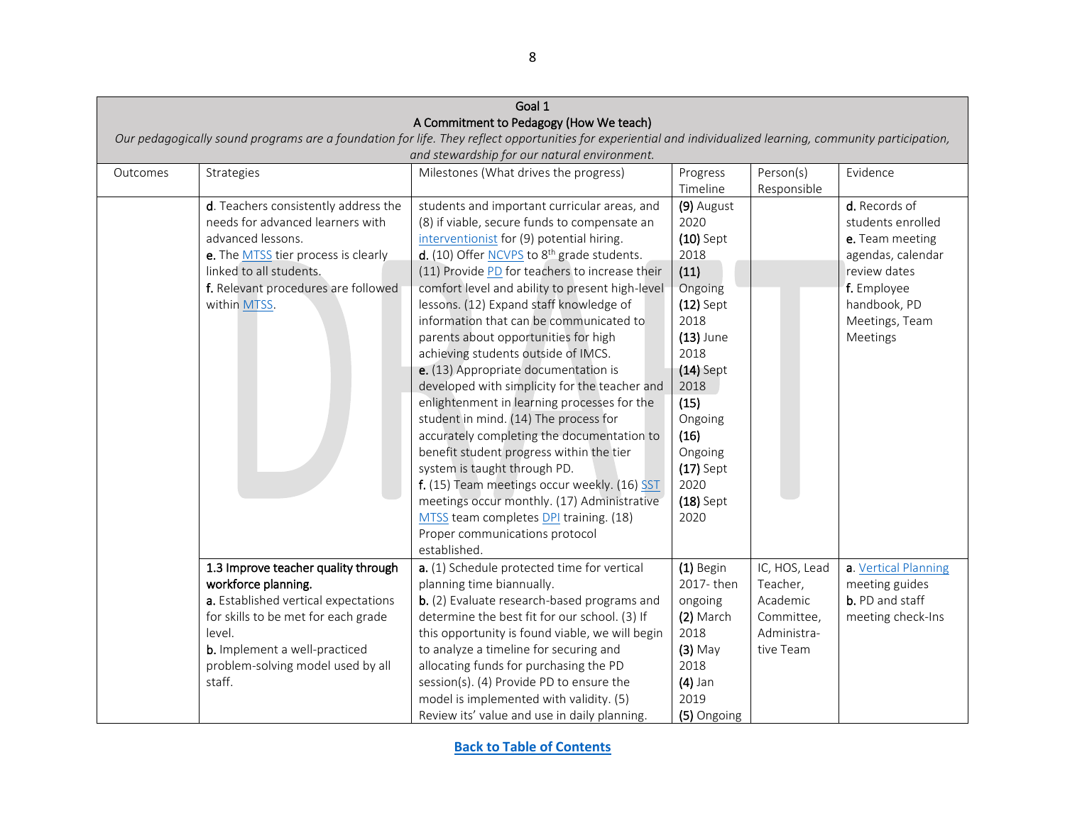| Goal 1<br>A Commitment to Pedagogy (How We teach)<br>*Our pedagogically sound programs are a foundation for life. They reflect opportunities for experiential and individualized learning, community participation, and stewardship for our natural environment.* | | | | | |
|---|---|---|---|---|---|
| Outcomes | Strategies | Milestones (What drives the progress) | Progress Timeline | Person(s) Responsible | Evidence |
| | **d**. Teachers consistently address the needs for advanced learners with advanced lessons.<br>**e.** The MTSS tier process is clearly linked to all students.<br>**f.** Relevant procedures are followed within MTSS. | students and important curricular areas, and (8) if viable, secure funds to compensate an interventionist for (9) potential hiring.<br>**d.** (10) Offer NCVPS to 8th grade students. (11) Provide PD for teachers to increase their comfort level and ability to present high-level lessons. (12) Expand staff knowledge of information that can be communicated to parents about opportunities for high achieving students outside of IMCS.<br>**e.** (13) Appropriate documentation is developed with simplicity for the teacher and enlightenment in learning processes for the student in mind. (14) The process for accurately completing the documentation to benefit student progress within the tier system is taught through PD.<br>**f.** (15) Team meetings occur weekly. (16) SST meetings occur monthly. (17) Administrative MTSS team completes DPI training. (18) Proper communications protocol established. | **(9)** August 2020<br>**(10)** Sept 2018<br>**(11)** Ongoing<br>**(12)** Sept 2018<br>**(13)** June 2018<br>**(14)** Sept 2018<br>**(15)** Ongoing<br>**(16)** Ongoing<br>**(17)** Sept 2020<br>**(18)** Sept 2020 | | **d.** Records of students enrolled<br>**e.** Team meeting agendas, calendar review dates<br>**f.** Employee handbook, PD Meetings, Team Meetings |
| | **1.3 Improve teacher quality through workforce planning.**<br>**a.** Established vertical expectations for skills to be met for each grade level.<br>**b.** Implement a well-practiced problem-solving model used by all staff. | **a.** (1) Schedule protected time for vertical planning time biannually.<br>**b.** (2) Evaluate research-based programs and determine the best fit for our school. (3) If this opportunity is found viable, we will begin to analyze a timeline for securing and allocating funds for purchasing the PD session(s). (4) Provide PD to ensure the model is implemented with validity. (5) Review its' value and use in daily planning. | **(1)** Begin 2017- then ongoing<br>**(2)** March 2018<br>**(3)** May 2018<br>**(4)** Jan 2019<br>**(5)** Ongoing | IC, HOS, Lead Teacher, Academic Committee, Administrative Team | **a.** Vertical Planning meeting guides<br>**b.** PD and staff meeting check-Ins |

**Back to Table of Contents**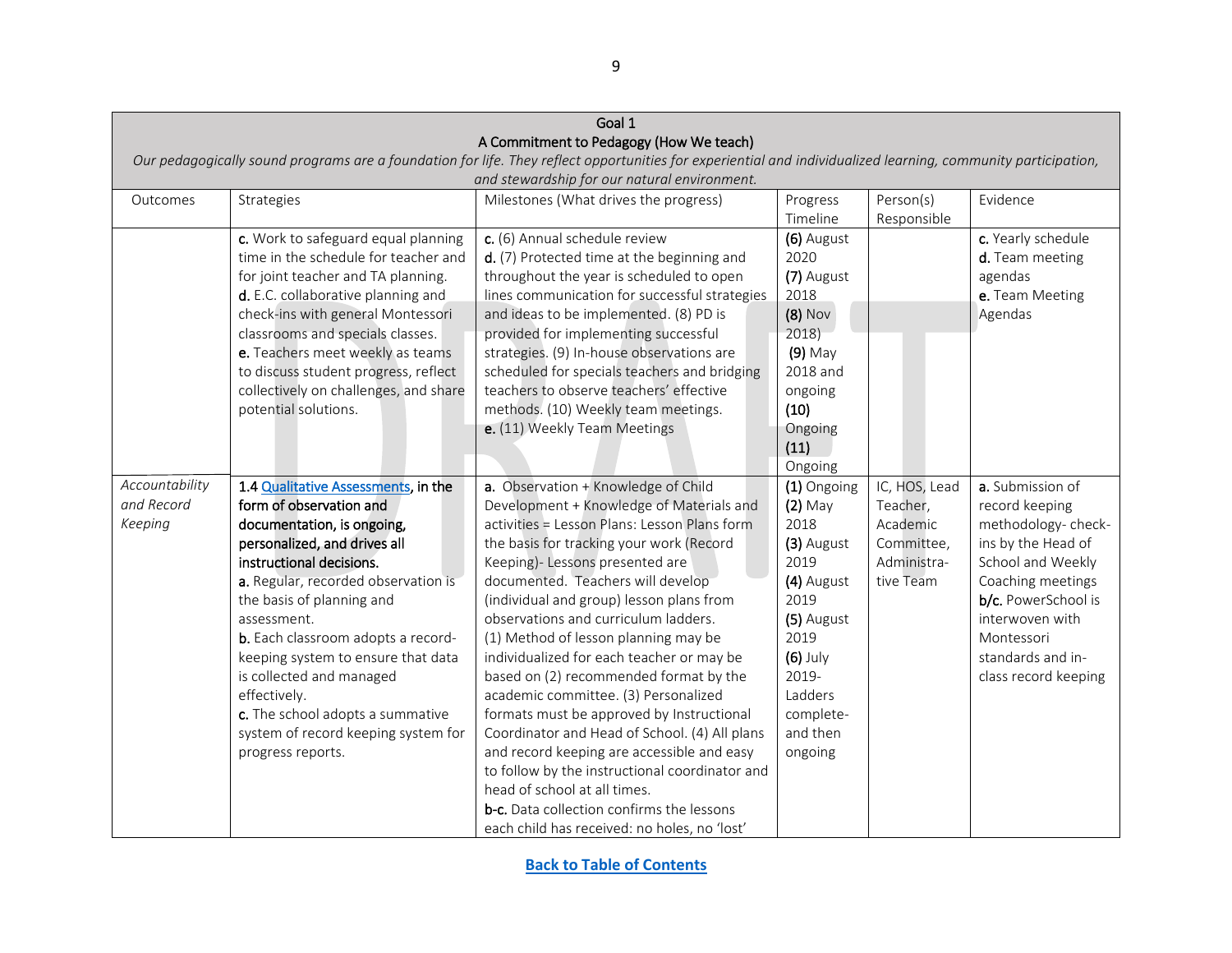| Goal 1<br>A Commitment to Pedagogy (How We teach)<br>*Our pedagogically sound programs are a foundation for life. They reflect opportunities for experiential and individualized learning, community participation, and stewardship for our natural environment.* | | | | | |
|---|---|---|---|---|---|
| Outcomes | Strategies | Milestones (What drives the progress) | Progress Timeline | Person(s) Responsible | Evidence |
| | **c.** Work to safeguard equal planning time in the schedule for teacher and for joint teacher and TA planning.<br>**d.** E.C. collaborative planning and check-ins with general Montessori classrooms and specials classes.<br>**e.** Teachers meet weekly as teams to discuss student progress, reflect collectively on challenges, and share potential solutions. | **c.** (6) Annual schedule review<br>**d.** (7) Protected time at the beginning and throughout the year is scheduled to open lines communication for successful strategies and ideas to be implemented. (8) PD is provided for implementing successful strategies. (9) In-house observations are scheduled for specials teachers and bridging teachers to observe teachers' effective methods. (10) Weekly team meetings.<br>**e.** (11) Weekly Team Meetings | **(6)** August 2020<br>**(7)** August 2018<br>**(8)** Nov 2018)<br>**(9)** May 2018 and ongoing<br>**(10)** Ongoing<br>**(11)** Ongoing | | **c.** Yearly schedule<br>**d.** Team meeting agendas<br>**e.** Team Meeting Agendas |
| *Accountability and Record Keeping* | **1.4 Qualitative Assessments, in the form of observation and documentation, is ongoing, personalized, and drives all instructional decisions.**<br>**a.** Regular, recorded observation is the basis of planning and assessment.<br>**b.** Each classroom adopts a record-keeping system to ensure that data is collected and managed effectively.<br>**c.** The school adopts a summative system of record keeping system for progress reports. | **a.** Observation + Knowledge of Child Development + Knowledge of Materials and activities = Lesson Plans: Lesson Plans form the basis for tracking your work (Record Keeping)- Lessons presented are documented. Teachers will develop (individual and group) lesson plans from observations and curriculum ladders.<br>(1) Method of lesson planning may be individualized for each teacher or may be based on (2) recommended format by the academic committee. (3) Personalized formats must be approved by Instructional Coordinator and Head of School. (4) All plans and record keeping are accessible and easy to follow by the instructional coordinator and head of school at all times.<br>**b-c.** Data collection confirms the lessons each child has received: no holes, no 'lost' | **(1)** Ongoing<br>**(2)** May 2018<br>**(3)** August 2019<br>**(4)** August 2019<br>**(5)** August 2019<br>**(6)** July 2019- Ladders complete- and then ongoing | IC, HOS, Lead Teacher, Academic Committee, Administrative Team | **a.** Submission of record keeping methodology- check-ins by the Head of School and Weekly Coaching meetings<br>**b/c.** PowerSchool is interwoven with Montessori standards and in-class record keeping |

**Back to Table of Contents**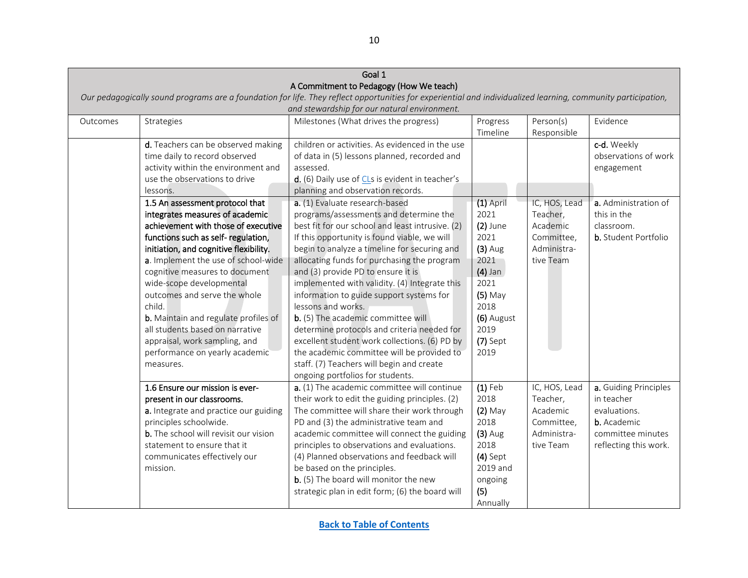| Goal 1<br>A Commitment to Pedagogy (How We teach)<br>*Our pedagogically sound programs are a foundation for life. They reflect opportunities for experiential and individualized learning, community participation, and stewardship for our natural environment.* | | | | | |
|---|---|---|---|---|---|
| Outcomes | Strategies | Milestones (What drives the progress) | Progress Timeline | Person(s) Responsible | Evidence |
| | **d.** Teachers can be observed making time daily to record observed activity within the environment and use the observations to drive lessons. | children or activities. As evidenced in the use of data in (5) lessons planned, recorded and assessed.<br>**d.** (6) Daily use of CLs is evident in teacher's planning and observation records. | | | **c-d.** Weekly observations of work engagement |
| | **1.5 An assessment protocol that integrates measures of academic achievement with those of executive functions such as self- regulation, initiation, and cognitive flexibility.**<br>**a**. Implement the use of school-wide cognitive measures to document wide-scope developmental outcomes and serve the whole child.<br>**b.** Maintain and regulate profiles of all students based on narrative appraisal, work sampling, and performance on yearly academic measures. | **a.** (1) Evaluate research-based programs/assessments and determine the best fit for our school and least intrusive. (2) If this opportunity is found viable, we will begin to analyze a timeline for securing and allocating funds for purchasing the program and (3) provide PD to ensure it is implemented with validity. (4) Integrate this information to guide support systems for lessons and works.<br>**b.** (5) The academic committee will determine protocols and criteria needed for excellent student work collections. (6) PD by the academic committee will be provided to staff. (7) Teachers will begin and create ongoing portfolios for students. | **(1)** April 2021<br>**(2)** June 2021<br>**(3)** Aug 2021<br>**(4)** Jan 2021<br>**(5)** May 2018<br>**(6)** August 2019<br>**(7)** Sept 2019 | IC, HOS, Lead Teacher, Academic Committee, Administra-tive Team | **a.** Administration of this in the classroom.<br>**b.** Student Portfolio |
| | **1.6 Ensure our mission is ever-present in our classrooms.**<br>**a.** Integrate and practice our guiding principles schoolwide.<br>**b.** The school will revisit our vision statement to ensure that it communicates effectively our mission. | **a.** (1) The academic committee will continue their work to edit the guiding principles. (2) The committee will share their work through PD and (3) the administrative team and academic committee will connect the guiding principles to observations and evaluations. (4) Planned observations and feedback will be based on the principles.<br>**b.** (5) The board will monitor the new strategic plan in edit form; (6) the board will | **(1)** Feb 2018<br>**(2)** May 2018<br>**(3)** Aug 2018<br>**(4)** Sept 2019 and ongoing<br>**(5)** Annually | IC, HOS, Lead Teacher, Academic Committee, Administra-tive Team | **a.** Guiding Principles in teacher evaluations.<br>**b.** Academic committee minutes reflecting this work. |

**Back to Table of Contents**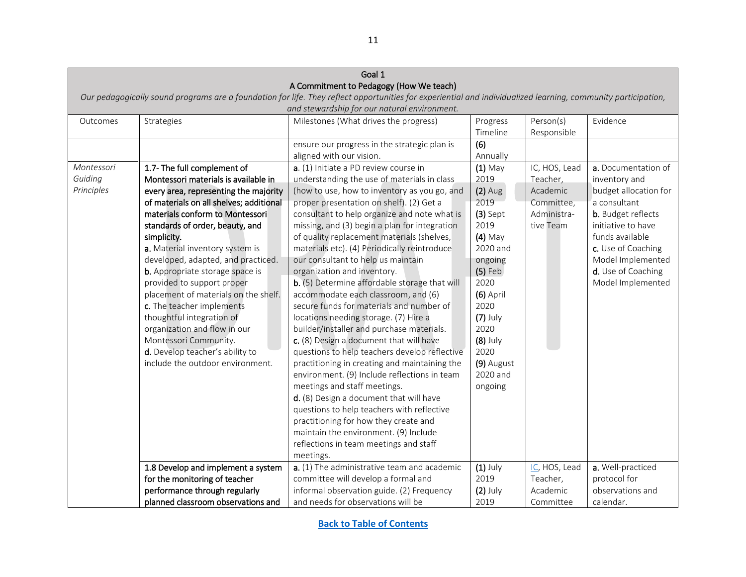| Goal 1<br>A Commitment to Pedagogy (How We teach)<br>*Our pedagogically sound programs are a foundation for life. They reflect opportunities for experiential and individualized learning, community participation, and stewardship for our natural environment.* | | | | | |
|---|---|---|---|---|---|
| Outcomes | Strategies | Milestones (What drives the progress) | Progress Timeline | Person(s) Responsible | Evidence |
| | | ensure our progress in the strategic plan is aligned with our vision. | **(6)** Annually | | |
| *Montessori Guiding Principles* | **1.7- The full complement of Montessori materials is available in every area, representing the majority of materials on all shelves; additional materials conform to Montessori standards of order, beauty, and simplicity.**<br>**a.** Material inventory system is developed, adapted, and practiced.<br>**b.** Appropriate storage space is provided to support proper placement of materials on the shelf.<br>**c.** The teacher implements thoughtful integration of organization and flow in our Montessori Community.<br>**d.** Develop teacher's ability to include the outdoor environment. | **a**. (1) Initiate a PD review course in understanding the use of materials in class (how to use, how to inventory as you go, and proper presentation on shelf). (2) Get a consultant to help organize and note what is missing, and (3) begin a plan for integration of quality replacement materials (shelves, materials etc). (4) Periodically reintroduce our consultant to help us maintain organization and inventory.<br>**b.** (5) Determine affordable storage that will accommodate each classroom, and (6) secure funds for materials and number of locations needing storage. (7) Hire a builder/installer and purchase materials.<br>**c.** (8) Design a document that will have questions to help teachers develop reflective practitioning in creating and maintaining the environment. (9) Include reflections in team meetings and staff meetings.<br>**d.** (8) Design a document that will have questions to help teachers with reflective practitioning for how they create and maintain the environment. (9) Include reflections in team meetings and staff meetings. | **(1)** May 2019<br>**(2)** Aug 2019<br>**(3)** Sept 2019<br>**(4)** May 2020 and ongoing<br>**(5)** Feb 2020<br>**(6)** April 2020<br>**(7)** July 2020<br>**(8)** July 2020<br>**(9)** August 2020 and ongoing | IC, HOS, Lead Teacher, Academic Committee, Administra-tive Team | **a.** Documentation of inventory and budget allocation for a consultant<br>**b.** Budget reflects initiative to have funds available<br>**c.** Use of Coaching Model Implemented<br>**d.** Use of Coaching Model Implemented |
| | **1.8 Develop and implement a system for the monitoring of teacher performance through regularly planned classroom observations and** | **a.** (1) The administrative team and academic committee will develop a formal and informal observation guide. (2) Frequency and needs for observations will be | **(1)** July 2019<br>**(2)** July 2019 | IC, HOS, Lead Teacher, Academic Committee | **a.** Well-practiced protocol for observations and calendar. |

Back to Table of Contents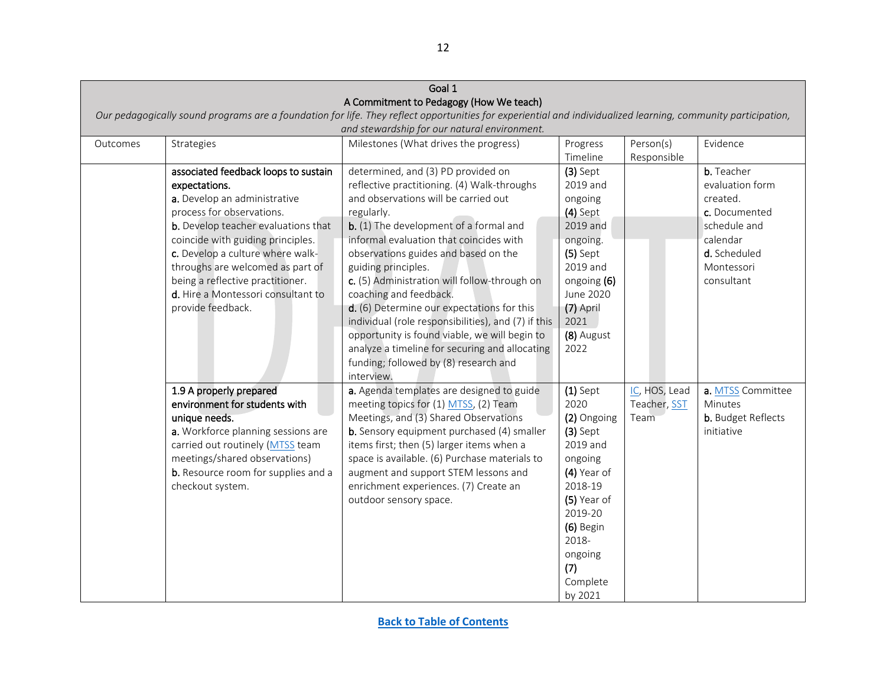| Goal 1<br>A Commitment to Pedagogy (How We teach)<br>*Our pedagogically sound programs are a foundation for life. They reflect opportunities for experiential and individualized learning, community participation, and stewardship for our natural environment.* | | | | | |
|---|---|---|---|---|---|
| Outcomes | Strategies | Milestones (What drives the progress) | Progress Timeline | Person(s) Responsible | Evidence |
| | associated feedback loops to sustain expectations.<br>**a.** Develop an administrative process for observations.<br>**b.** Develop teacher evaluations that coincide with guiding principles.<br>**c.** Develop a culture where walk-throughs are welcomed as part of being a reflective practitioner.<br>**d.** Hire a Montessori consultant to provide feedback. | determined, and (3) PD provided on reflective practitioning. (4) Walk-throughs and observations will be carried out regularly.<br>**b.** (1) The development of a formal and informal evaluation that coincides with observations guides and based on the guiding principles.<br>**c.** (5) Administration will follow-through on coaching and feedback.<br>**d.** (6) Determine our expectations for this individual (role responsibilities), and (7) if this opportunity is found viable, we will begin to analyze a timeline for securing and allocating funding; followed by (8) research and interview. | **(3)** Sept 2019 and ongoing<br>**(4)** Sept 2019 and ongoing.<br>**(5)** Sept 2019 and ongoing **(6)** June 2020<br>**(7)** April 2021<br>**(8)** August 2022 | | **b.** Teacher evaluation form created.<br>**c.** Documented schedule and calendar<br>**d.** Scheduled Montessori consultant |
| | 1.9 A properly prepared environment for students with unique needs.<br>**a.** Workforce planning sessions are carried out routinely (MTSS team meetings/shared observations)<br>**b.** Resource room for supplies and a checkout system. | **a.** Agenda templates are designed to guide meeting topics for (1) MTSS, (2) Team Meetings, and (3) Shared Observations<br>**b.** Sensory equipment purchased (4) smaller items first; then (5) larger items when a space is available. (6) Purchase materials to augment and support STEM lessons and enrichment experiences. (7) Create an outdoor sensory space. | **(1)** Sept 2020<br>**(2)** Ongoing<br>**(3)** Sept 2019 and ongoing<br>**(4)** Year of 2018-19<br>**(5)** Year of 2019-20<br>**(6)** Begin 2018-ongoing<br>**(7)** Complete by 2021 | IC, HOS, Lead Teacher, SST Team | **a.** MTSS Committee Minutes<br>**b.** Budget Reflects initiative |

[Back to Table of Contents]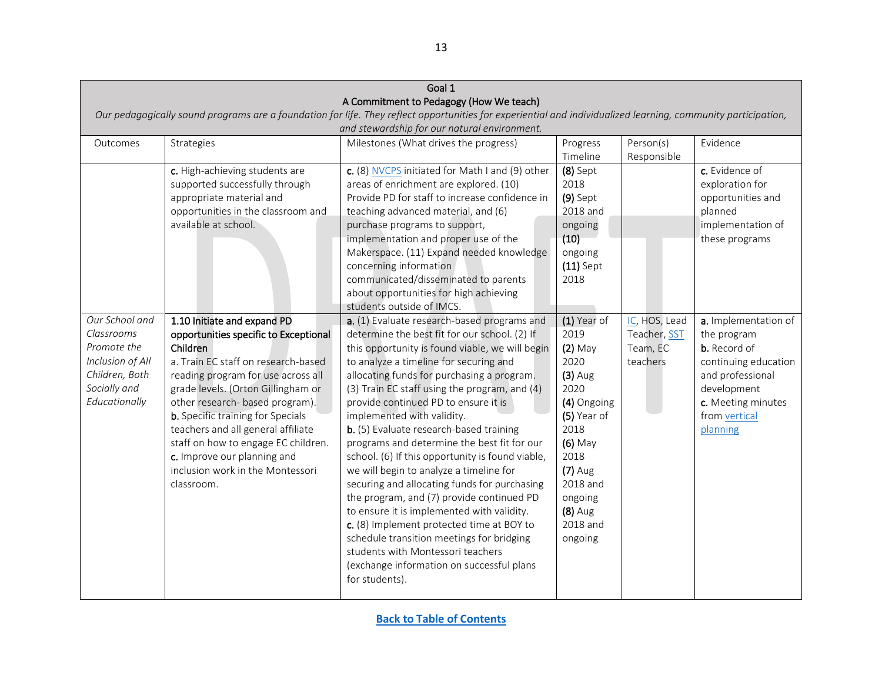| Goal 1<br>A Commitment to Pedagogy (How We teach)<br>*Our pedagogically sound programs are a foundation for life. They reflect opportunities for experiential and individualized learning, community participation, and stewardship for our natural environment.* | | | | | |
|---|---|---|---|---|---|
| Outcomes | Strategies | Milestones (What drives the progress) | Progress Timeline | Person(s) Responsible | Evidence |
| | **c.** High-achieving students are supported successfully through appropriate material and opportunities in the classroom and available at school. | **c.** (8) NVCPS initiated for Math I and (9) other areas of enrichment are explored. (10) Provide PD for staff to increase confidence in teaching advanced material, and (6) purchase programs to support, implementation and proper use of the Makerspace. (11) Expand needed knowledge concerning information communicated/disseminated to parents about opportunities for high achieving students outside of IMCS. | **(8)** Sept 2018<br>**(9)** Sept 2018 and ongoing<br>**(10)** ongoing<br>**(11)** Sept 2018 | | **c.** Evidence of exploration for opportunities and planned implementation of these programs |
| *Our School and Classrooms Promote the Inclusion of All Children, Both Socially and Educationally* | **1.10 Initiate and expand PD opportunities specific to Exceptional Children**<br>a. Train EC staff on research-based reading program for use across all grade levels. (Orton Gillingham or other research- based program).<br>**b.** Specific training for Specials teachers and all general affiliate staff on how to engage EC children.<br>**c.** Improve our planning and inclusion work in the Montessori classroom. | **a.** (1) Evaluate research-based programs and determine the best fit for our school. (2) If this opportunity is found viable, we will begin to analyze a timeline for securing and allocating funds for purchasing a program. (3) Train EC staff using the program, and (4) provide continued PD to ensure it is implemented with validity.<br>**b.** (5) Evaluate research-based training programs and determine the best fit for our school. (6) If this opportunity is found viable, we will begin to analyze a timeline for securing and allocating funds for purchasing the program, and (7) provide continued PD to ensure it is implemented with validity.<br>**c.** (8) Implement protected time at BOY to schedule transition meetings for bridging students with Montessori teachers (exchange information on successful plans for students). | **(1)** Year of 2019<br>**(2)** May 2020<br>**(3)** Aug 2020<br>**(4)** Ongoing<br>**(5)** Year of 2018<br>**(6)** May 2018<br>**(7)** Aug 2018 and ongoing<br>**(8)** Aug 2018 and ongoing | IC, HOS, Lead Teacher, SST Team, EC teachers | **a.** Implementation of the program<br>**b.** Record of continuing education and professional development<br>**c.** Meeting minutes from vertical planning |

Back to Table of Contents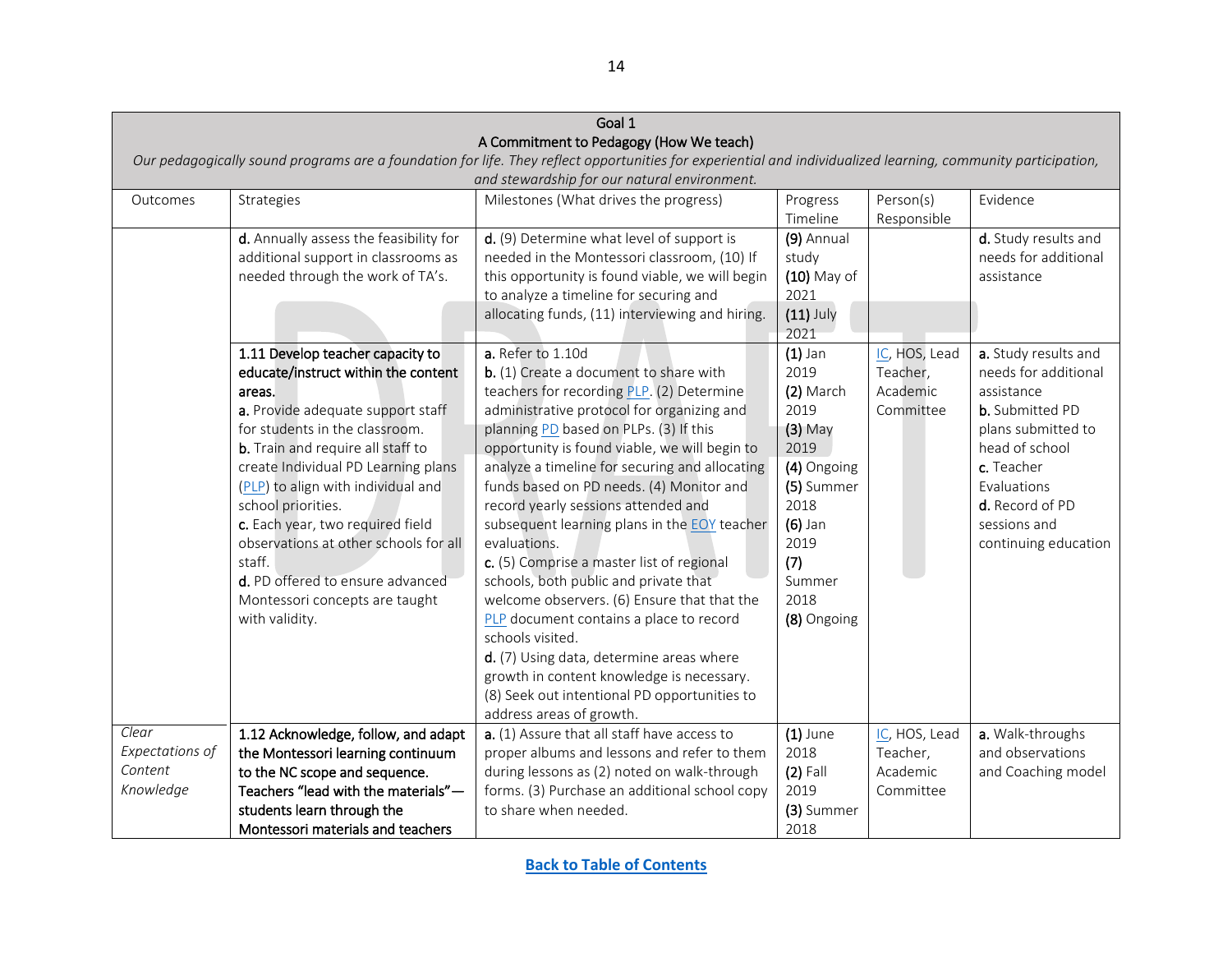| Goal 1<br>A Commitment to Pedagogy (How We teach)<br>*Our pedagogically sound programs are a foundation for life. They reflect opportunities for experiential and individualized learning, community participation, and stewardship for our natural environment.* | | | | | |
|---|---|---|---|---|---|
| Outcomes | Strategies | Milestones (What drives the progress) | Progress Timeline | Person(s) Responsible | Evidence |
| | **d.** Annually assess the feasibility for additional support in classrooms as needed through the work of TA's. | **d.** (9) Determine what level of support is needed in the Montessori classroom, (10) If this opportunity is found viable, we will begin to analyze a timeline for securing and allocating funds, (11) interviewing and hiring. | **(9)** Annual study<br>**(10)** May of 2021<br>**(11)** July 2021 | | **d.** Study results and needs for additional assistance |
| | **1.11 Develop teacher capacity to educate/instruct within the content areas.**<br>**a.** Provide adequate support staff for students in the classroom.<br>**b.** Train and require all staff to create Individual PD Learning plans (PLP) to align with individual and school priorities.<br>**c.** Each year, two required field observations at other schools for all staff.<br>**d.** PD offered to ensure advanced Montessori concepts are taught with validity. | **a.** Refer to 1.10d<br>**b.** (1) Create a document to share with teachers for recording PLP. (2) Determine administrative protocol for organizing and planning PD based on PLPs. (3) If this opportunity is found viable, we will begin to analyze a timeline for securing and allocating funds based on PD needs. (4) Monitor and record yearly sessions attended and subsequent learning plans in the EOY teacher evaluations.<br>**c.** (5) Comprise a master list of regional schools, both public and private that welcome observers. (6) Ensure that that the PLP document contains a place to record schools visited.<br>**d.** (7) Using data, determine areas where growth in content knowledge is necessary. (8) Seek out intentional PD opportunities to address areas of growth. | **(1)** Jan 2019<br>**(2)** March 2019<br>**(3)** May 2019<br>**(4)** Ongoing<br>**(5)** Summer 2018<br>**(6)** Jan 2019<br>**(7)** Summer 2018<br>**(8)** Ongoing | IC, HOS, Lead Teacher, Academic Committee | **a.** Study results and needs for additional assistance<br>**b.** Submitted PD plans submitted to head of school<br>**c.** Teacher Evaluations<br>**d.** Record of PD sessions and continuing education |
| *Clear Expectations of Content Knowledge* | **1.12 Acknowledge, follow, and adapt the Montessori learning continuum to the NC scope and sequence. Teachers "lead with the materials"—students learn through the Montessori materials and teachers** | **a.** (1) Assure that all staff have access to proper albums and lessons and refer to them during lessons as (2) noted on walk-through forms. (3) Purchase an additional school copy to share when needed. | **(1)** June 2018<br>**(2)** Fall 2019<br>**(3)** Summer 2018 | IC, HOS, Lead Teacher, Academic Committee | **a.** Walk-throughs and observations and Coaching model |

**Back to Table of Contents**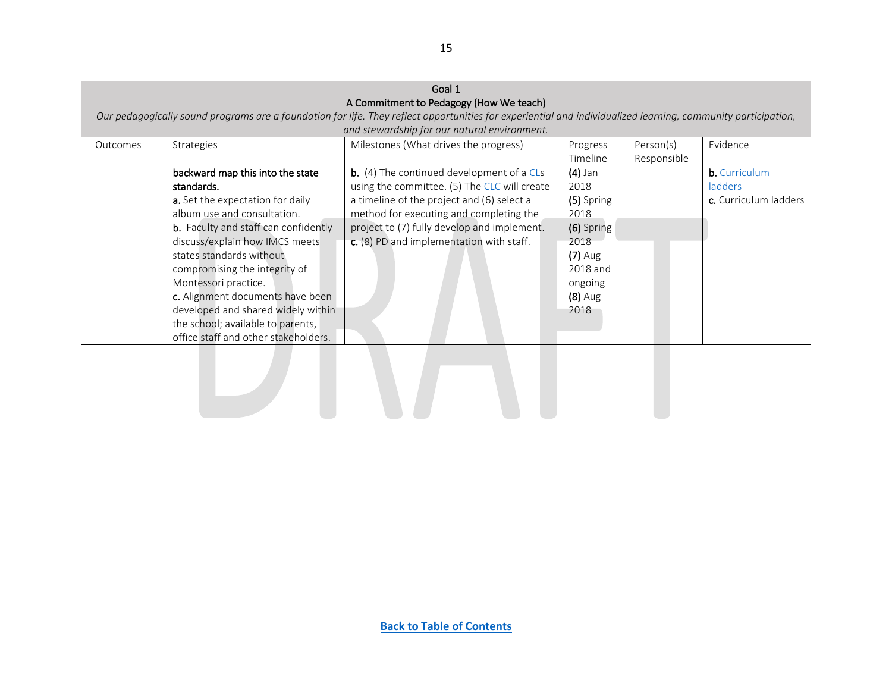| Goal 1<br>A Commitment to Pedagogy (How We teach)<br>*Our pedagogically sound programs are a foundation for life. They reflect opportunities for experiential and individualized learning, community participation, and stewardship for our natural environment.* | | | | | |
|---|---|---|---|---|---|
| Outcomes | Strategies | Milestones (What drives the progress) | Progress Timeline | Person(s) Responsible | Evidence |
| | **backward map this into the state standards.**<br>**a.** Set the expectation for daily album use and consultation.<br>**b.** Faculty and staff can confidently discuss/explain how IMCS meets states standards without compromising the integrity of Montessori practice.<br>**c.** Alignment documents have been developed and shared widely within the school; available to parents, office staff and other stakeholders. | **b.** (4) The continued development of a CLs using the committee. (5) The CLC will create a timeline of the project and (6) select a method for executing and completing the project to (7) fully develop and implement.<br>**c.** (8) PD and implementation with staff. | **(4)** Jan 2018<br>**(5)** Spring 2018<br>**(6)** Spring 2018<br>**(7)** Aug 2018 and ongoing<br>**(8)** Aug 2018 | | **b.** Curriculum ladders<br>**c.** Curriculum ladders |

**Back to Table of Contents**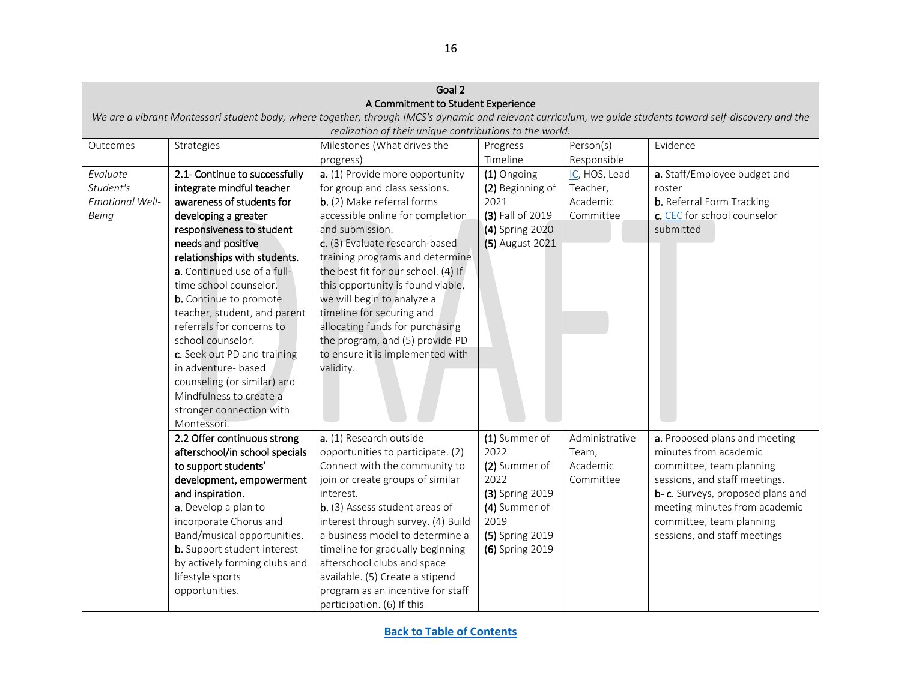| Goal 2<br>A Commitment to Student Experience<br>*We are a vibrant Montessori student body, where together, through IMCS's dynamic and relevant curriculum, we guide students toward self-discovery and the realization of their unique contributions to the world.* | | | | | |
|---|---|---|---|---|---|
| Outcomes | Strategies | Milestones (What drives the progress) | Progress Timeline | Person(s) Responsible | Evidence |
| *Evaluate Student's Emotional Well-Being* | **2.1- Continue to successfully integrate mindful teacher awareness of students for developing a greater responsiveness to student needs and positive relationships with students.**<br>**a.** Continued use of a full-time school counselor.<br>**b.** Continue to promote teacher, student, and parent referrals for concerns to school counselor.<br>**c.** Seek out PD and training in adventure- based counseling (or similar) and Mindfulness to create a stronger connection with Montessori. | **a.** (1) Provide more opportunity for group and class sessions.<br>**b.** (2) Make referral forms accessible online for completion and submission.<br>**c.** (3) Evaluate research-based training programs and determine the best fit for our school. (4) If this opportunity is found viable, we will begin to analyze a timeline for securing and allocating funds for purchasing the program, and (5) provide PD to ensure it is implemented with validity. | **(1)** Ongoing<br>**(2)** Beginning of 2021<br>**(3)** Fall of 2019<br>**(4)** Spring 2020<br>**(5)** August 2021 | IC, HOS, Lead Teacher, Academic Committee | **a.** Staff/Employee budget and roster<br>**b.** Referral Form Tracking<br>**c.** CEC for school counselor submitted |
| | **2.2 Offer continuous strong afterschool/in school specials to support students' development, empowerment and inspiration.**<br>**a.** Develop a plan to incorporate Chorus and Band/musical opportunities.<br>**b.** Support student interest by actively forming clubs and lifestyle sports opportunities. | **a.** (1) Research outside opportunities to participate. (2) Connect with the community to join or create groups of similar interest.<br>**b.** (3) Assess student areas of interest through survey. (4) Build a business model to determine a timeline for gradually beginning afterschool clubs and space available. (5) Create a stipend program as an incentive for staff participation. (6) If this | **(1)** Summer of 2022<br>**(2)** Summer of 2022<br>**(3)** Spring 2019<br>**(4)** Summer of 2019<br>**(5)** Spring 2019<br>**(6)** Spring 2019 | Administrative Team, Academic Committee | **a.** Proposed plans and meeting minutes from academic committee, team planning sessions, and staff meetings.<br>**b- c.** Surveys, proposed plans and meeting minutes from academic committee, team planning sessions, and staff meetings |

Back to Table of Contents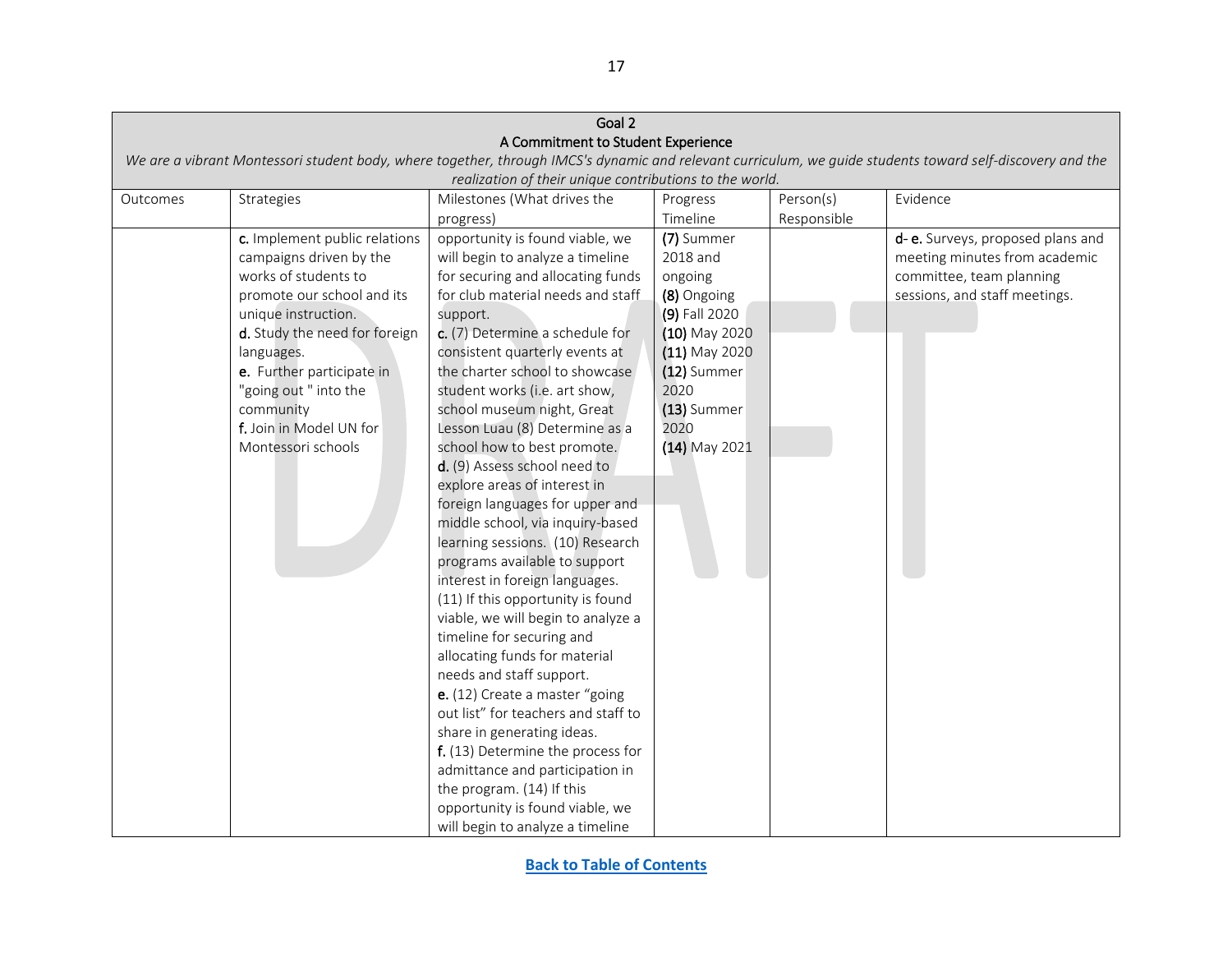| Goal 2<br>A Commitment to Student Experience<br>*We are a vibrant Montessori student body, where together, through IMCS's dynamic and relevant curriculum, we guide students toward self-discovery and the realization of their unique contributions to the world.* | | | | | |
|---|---|---|---|---|---|
| Outcomes | Strategies | Milestones (What drives the progress) | Progress Timeline | Person(s) Responsible | Evidence |
| | **c.** Implement public relations campaigns driven by the works of students to promote our school and its unique instruction.<br>**d.** Study the need for foreign languages.<br>**e.** Further participate in "going out " into the community<br>**f.** Join in Model UN for Montessori schools | opportunity is found viable, we will begin to analyze a timeline for securing and allocating funds for club material needs and staff support.<br>**c.** (7) Determine a schedule for consistent quarterly events at the charter school to showcase student works (i.e. art show, school museum night, Great Lesson Luau (8) Determine as a school how to best promote.<br>**d.** (9) Assess school need to explore areas of interest in foreign languages for upper and middle school, via inquiry-based learning sessions. (10) Research programs available to support interest in foreign languages. (11) If this opportunity is found viable, we will begin to analyze a timeline for securing and allocating funds for material needs and staff support.<br>**e.** (12) Create a master "going out list" for teachers and staff to share in generating ideas.<br>**f.** (13) Determine the process for admittance and participation in the program. (14) If this opportunity is found viable, we will begin to analyze a timeline | **(7)** Summer 2018 and ongoing<br>**(8)** Ongoing<br>**(9)** Fall 2020<br>**(10)** May 2020<br>**(11)** May 2020<br>**(12)** Summer 2020<br>**(13)** Summer 2020<br>**(14)** May 2021 | | **d- e.** Surveys, proposed plans and meeting minutes from academic committee, team planning sessions, and staff meetings. |

[Back to Table of Contents]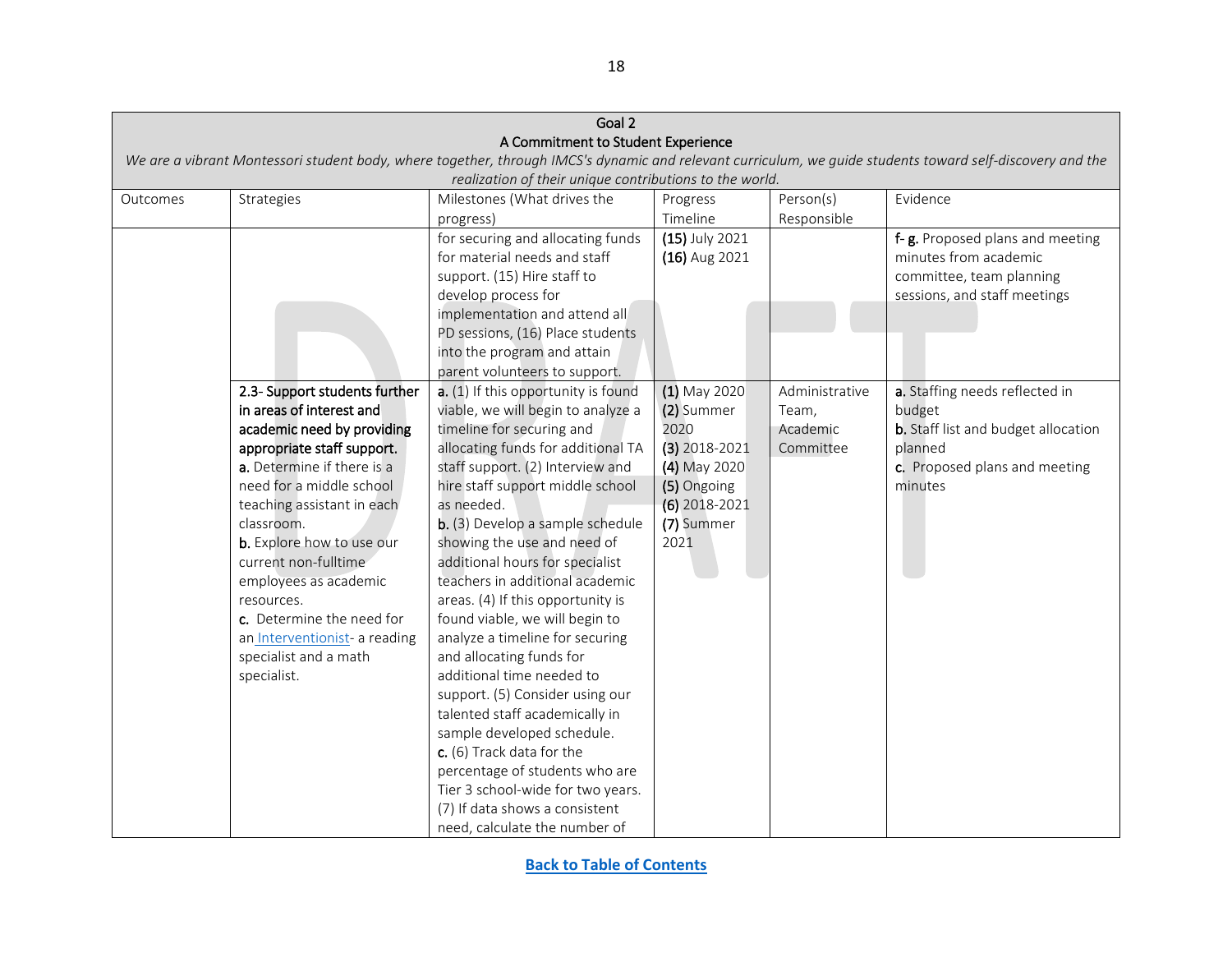| Goal 2<br>A Commitment to Student Experience<br>*We are a vibrant Montessori student body, where together, through IMCS's dynamic and relevant curriculum, we guide students toward self-discovery and the realization of their unique contributions to the world.* | | | | | |
|---|---|---|---|---|---|
| Outcomes | Strategies | Milestones (What drives the progress) | Progress Timeline | Person(s) Responsible | Evidence |
| | | for securing and allocating funds for material needs and staff support. (15) Hire staff to develop process for implementation and attend all PD sessions, (16) Place students into the program and attain parent volunteers to support. | **(15)** July 2021<br>**(16)** Aug 2021 | | **f- g.** Proposed plans and meeting minutes from academic committee, team planning sessions, and staff meetings |
| | **2.3- Support students further in areas of interest and academic need by providing appropriate staff support.**<br>**a.** Determine if there is a need for a middle school teaching assistant in each classroom.<br>**b.** Explore how to use our current non-fulltime employees as academic resources.<br>**c.** Determine the need for an Interventionist- a reading specialist and a math specialist. | **a.** (1) If this opportunity is found viable, we will begin to analyze a timeline for securing and allocating funds for additional TA staff support. (2) Interview and hire staff support middle school as needed.<br>**b.** (3) Develop a sample schedule showing the use and need of additional hours for specialist teachers in additional academic areas. (4) If this opportunity is found viable, we will begin to analyze a timeline for securing and allocating funds for additional time needed to support. (5) Consider using our talented staff academically in sample developed schedule.<br>**c.** (6) Track data for the percentage of students who are Tier 3 school-wide for two years. (7) If data shows a consistent need, calculate the number of | **(1)** May 2020<br>**(2)** Summer 2020<br>**(3)** 2018-2021<br>**(4)** May 2020<br>**(5)** Ongoing<br>**(6)** 2018-2021<br>**(7)** Summer 2021 | Administrative Team, Academic Committee | **a.** Staffing needs reflected in budget<br>**b.** Staff list and budget allocation planned<br>**c.** Proposed plans and meeting minutes |

Back to Table of Contents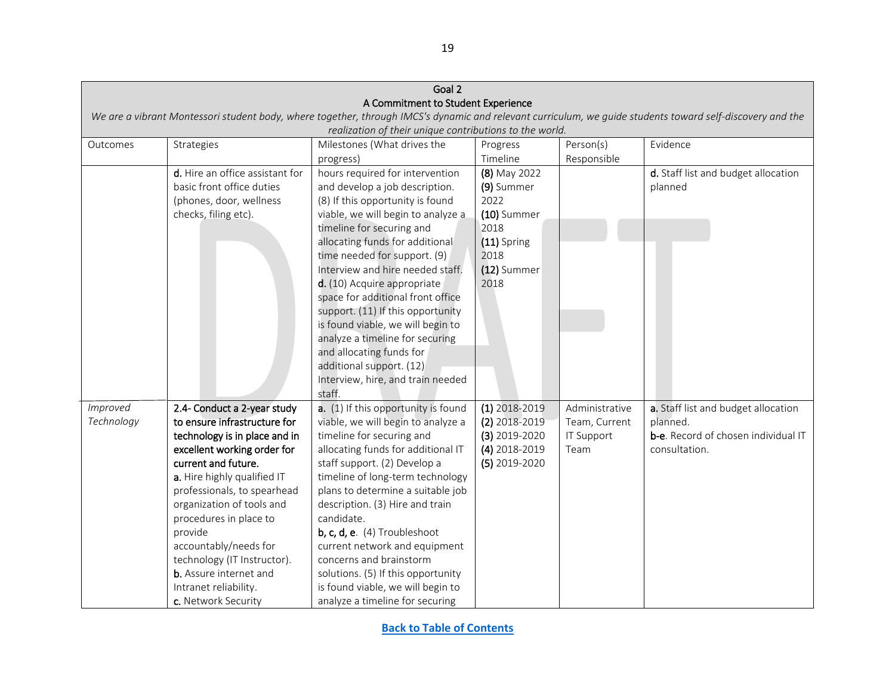| Goal 2 | | | | | |
|---|---|---|---|---|---|
| **A Commitment to Student Experience** | | | | | |
| *We are a vibrant Montessori student body, where together, through IMCS's dynamic and relevant curriculum, we guide students toward self-discovery and the realization of their unique contributions to the world.* | | | | | |
| Outcomes | Strategies | Milestones (What drives the progress) | Progress Timeline | Person(s) Responsible | Evidence |
| | **d.** Hire an office assistant for basic front office duties (phones, door, wellness checks, filing etc). | hours required for intervention and develop a job description. (8) If this opportunity is found viable, we will begin to analyze a timeline for securing and allocating funds for additional time needed for support. (9) Interview and hire needed staff. **d.** (10) Acquire appropriate space for additional front office support. (11) If this opportunity is found viable, we will begin to analyze a timeline for securing and allocating funds for additional support. (12) Interview, hire, and train needed staff. | **(8)** May 2022 **(9)** Summer 2022 **(10)** Summer 2018 **(11)** Spring 2018 **(12)** Summer 2018 | | **d.** Staff list and budget allocation planned |
| *Improved Technology* | **2.4- Conduct a 2-year study to ensure infrastructure for technology is in place and in excellent working order for current and future.** **a.** Hire highly qualified IT professionals, to spearhead organization of tools and procedures in place to provide accountably/needs for technology (IT Instructor). **b.** Assure internet and Intranet reliability. **c.** Network Security | **a.** (1) If this opportunity is found viable, we will begin to analyze a timeline for securing and allocating funds for additional IT staff support. (2) Develop a timeline of long-term technology plans to determine a suitable job description. (3) Hire and train candidate. **b, c, d, e**. (4) Troubleshoot current network and equipment concerns and brainstorm solutions. (5) If this opportunity is found viable, we will begin to analyze a timeline for securing | **(1)** 2018-2019 **(2)** 2018-2019 **(3)** 2019-2020 **(4)** 2018-2019 **(5)** 2019-2020 | Administrative Team, Current IT Support Team | **a.** Staff list and budget allocation planned. **b-e**. Record of chosen individual IT consultation. |

**Back to Table of Contents**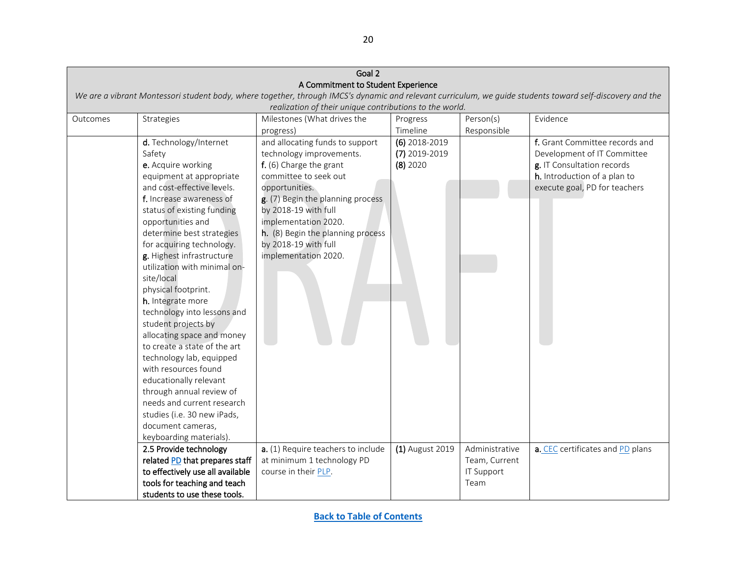| Goal 2<br>A Commitment to Student Experience<br>*We are a vibrant Montessori student body, where together, through IMCS's dynamic and relevant curriculum, we guide students toward self-discovery and the realization of their unique contributions to the world.* | | | | | |
|---|---|---|---|---|---|
| Outcomes | Strategies | Milestones (What drives the progress) | Progress Timeline | Person(s) Responsible | Evidence |
| | **d.** Technology/Internet Safety<br>**e.** Acquire working equipment at appropriate and cost-effective levels.<br>**f.** Increase awareness of status of existing funding opportunities and determine best strategies for acquiring technology.<br>**g.** Highest infrastructure utilization with minimal on-site/local physical footprint.<br>**h.** Integrate more technology into lessons and student projects by allocating space and money to create a state of the art technology lab, equipped with resources found educationally relevant through annual review of needs and current research studies (i.e. 30 new iPads, document cameras, keyboarding materials). | and allocating funds to support technology improvements.<br>**f.** (6) Charge the grant committee to seek out opportunities.<br>**g**. (7) Begin the planning process by 2018-19 with full implementation 2020.<br>**h.** (8) Begin the planning process by 2018-19 with full implementation 2020. | **(6)** 2018-2019<br>**(7)** 2019-2019<br>**(8)** 2020 | | **f.** Grant Committee records and Development of IT Committee<br>**g.** IT Consultation records<br>**h.** Introduction of a plan to execute goal, PD for teachers |
| | **2.5 Provide technology related PD that prepares staff to effectively use all available tools for teaching and teach students to use these tools.** | **a.** (1) Require teachers to include at minimum 1 technology PD course in their PLP. | **(1)** August 2019 | Administrative Team, Current IT Support Team | **a.** CEC certificates and PD plans |

**Back to Table of Contents**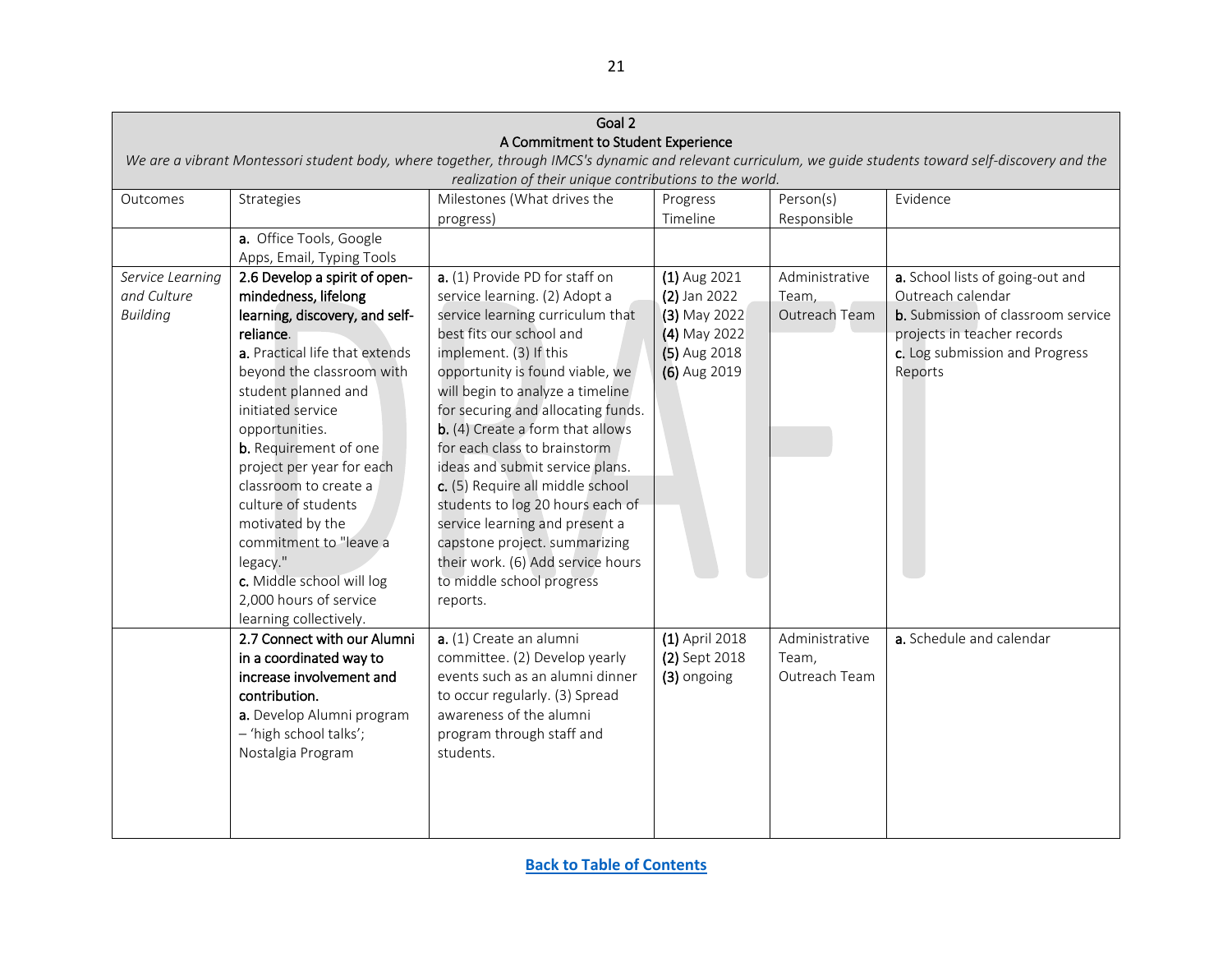| Goal 2<br>A Commitment to Student Experience<br>*We are a vibrant Montessori student body, where together, through IMCS's dynamic and relevant curriculum, we guide students toward self-discovery and the realization of their unique contributions to the world.* | | | | | |
|---|---|---|---|---|---|
| Outcomes | Strategies | Milestones (What drives the progress) | Progress Timeline | Person(s) Responsible | Evidence |
| | **a.** Office Tools, Google Apps, Email, Typing Tools | | | | |
| *Service Learning and Culture Building* | **2.6 Develop a spirit of open-mindedness, lifelong learning, discovery, and self-reliance**.<br>**a.** Practical life that extends beyond the classroom with student planned and initiated service opportunities.<br>**b.** Requirement of one project per year for each classroom to create a culture of students motivated by the commitment to "leave a legacy."<br>**c.** Middle school will log 2,000 hours of service learning collectively. | **a.** (1) Provide PD for staff on service learning. (2) Adopt a service learning curriculum that best fits our school and implement. (3) If this opportunity is found viable, we will begin to analyze a timeline for securing and allocating funds.<br>**b.** (4) Create a form that allows for each class to brainstorm ideas and submit service plans.<br>**c.** (5) Require all middle school students to log 20 hours each of service learning and present a capstone project. summarizing their work. (6) Add service hours to middle school progress reports. | **(1)** Aug 2021<br>**(2)** Jan 2022<br>**(3)** May 2022<br>**(4)** May 2022<br>**(5)** Aug 2018<br>**(6)** Aug 2019 | Administrative Team, Outreach Team | **a.** School lists of going-out and Outreach calendar<br>**b.** Submission of classroom service projects in teacher records<br>**c.** Log submission and Progress Reports |
| | **2.7 Connect with our Alumni in a coordinated way to increase involvement and contribution.**<br>**a.** Develop Alumni program – 'high school talks'; Nostalgia Program | **a.** (1) Create an alumni committee. (2) Develop yearly events such as an alumni dinner to occur regularly. (3) Spread awareness of the alumni program through staff and students. | **(1)** April 2018<br>**(2)** Sept 2018<br>**(3)** ongoing | Administrative Team, Outreach Team | **a.** Schedule and calendar |

[Back to Table of Contents]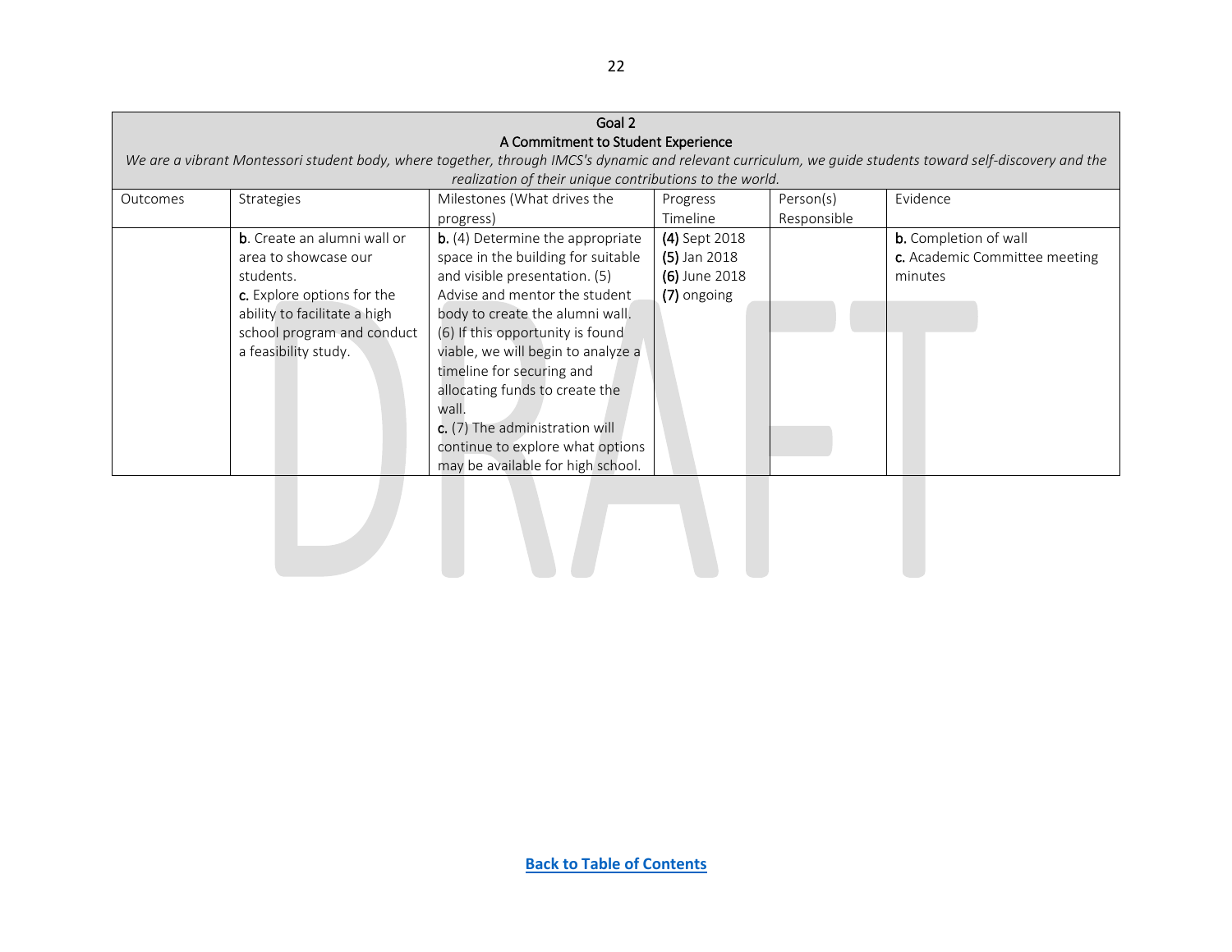| Goal 2<br>A Commitment to Student Experience<br>*We are a vibrant Montessori student body, where together, through IMCS's dynamic and relevant curriculum, we guide students toward self-discovery and the realization of their unique contributions to the world.* | | | | | |
|---|---|---|---|---|---|
| Outcomes | Strategies | Milestones (What drives the progress) | Progress Timeline | Person(s) Responsible | Evidence |
| | **b**. Create an alumni wall or area to showcase our students.<br>**c.** Explore options for the ability to facilitate a high school program and conduct a feasibility study. | **b.** (4) Determine the appropriate space in the building for suitable and visible presentation. (5) Advise and mentor the student body to create the alumni wall. (6) If this opportunity is found viable, we will begin to analyze a timeline for securing and allocating funds to create the wall.<br>**c.** (7) The administration will continue to explore what options may be available for high school. | **(4)** Sept 2018<br>**(5)** Jan 2018<br>**(6)** June 2018<br>**(7)** ongoing | | **b.** Completion of wall<br>**c.** Academic Committee meeting minutes |

[Back to Table of Contents]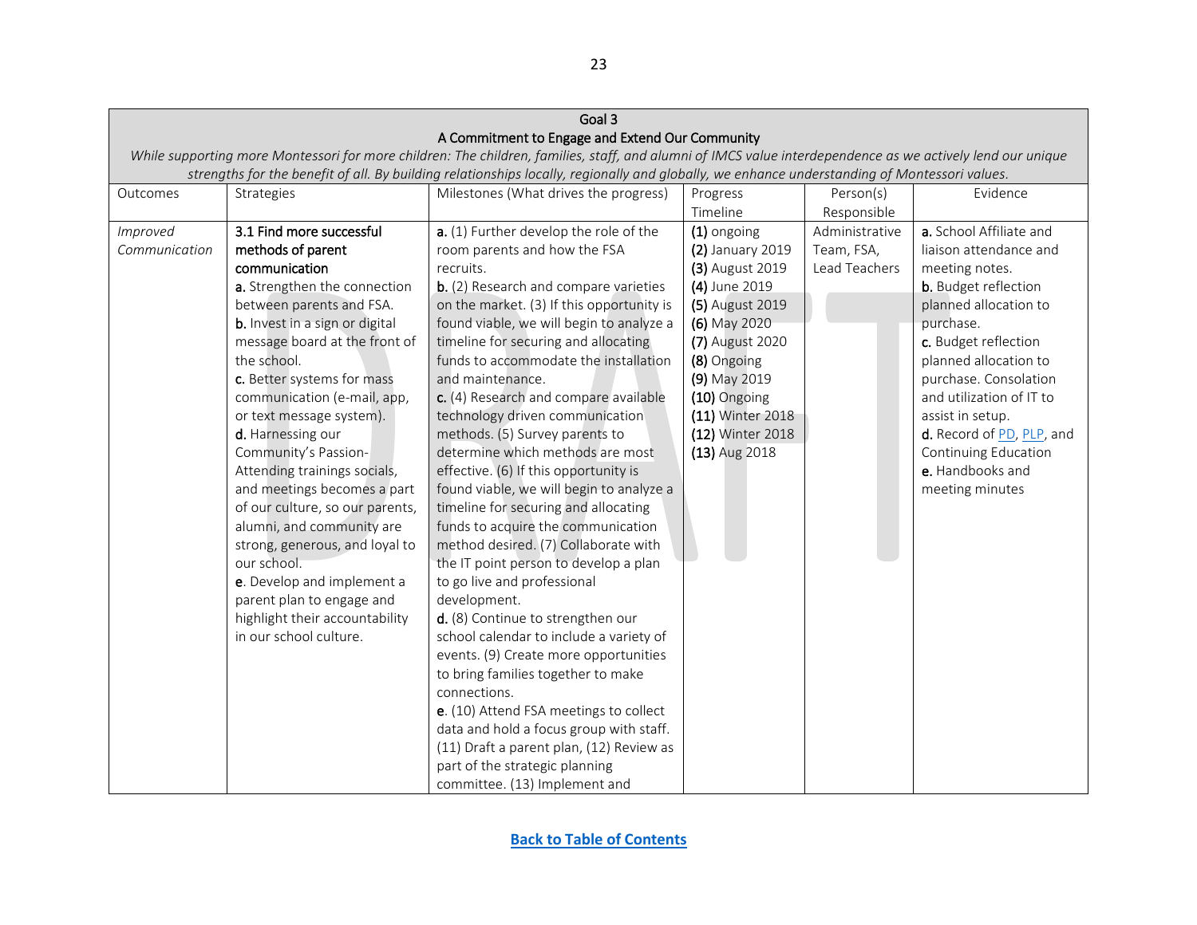| Goal 3<br>A Commitment to Engage and Extend Our Community<br>*While supporting more Montessori for more children: The children, families, staff, and alumni of IMCS value interdependence as we actively lend our unique strengths for the benefit of all. By building relationships locally, regionally and globally, we enhance understanding of Montessori values.* | | | | | |
|---|---|---|---|---|---|
| Outcomes | Strategies | Milestones (What drives the progress) | Progress Timeline | Person(s) Responsible | Evidence |
| *Improved Communication* | **3.1 Find more successful methods of parent communication**<br>**a.** Strengthen the connection between parents and FSA.<br>**b.** Invest in a sign or digital message board at the front of the school.<br>**c.** Better systems for mass communication (e-mail, app, or text message system).<br>**d.** Harnessing our Community's Passion- Attending trainings socials, and meetings becomes a part of our culture, so our parents, alumni, and community are strong, generous, and loyal to our school.<br>**e**. Develop and implement a parent plan to engage and highlight their accountability in our school culture. | **a.** (1) Further develop the role of the room parents and how the FSA recruits.<br>**b.** (2) Research and compare varieties on the market. (3) If this opportunity is found viable, we will begin to analyze a timeline for securing and allocating funds to accommodate the installation and maintenance.<br>**c.** (4) Research and compare available technology driven communication methods. (5) Survey parents to determine which methods are most effective. (6) If this opportunity is found viable, we will begin to analyze a timeline for securing and allocating funds to acquire the communication method desired. (7) Collaborate with the IT point person to develop a plan to go live and professional development.<br>**d.** (8) Continue to strengthen our school calendar to include a variety of events. (9) Create more opportunities to bring families together to make connections.<br>**e**. (10) Attend FSA meetings to collect data and hold a focus group with staff. (11) Draft a parent plan, (12) Review as part of the strategic planning committee. (13) Implement and | **(1)** ongoing<br>**(2)** January 2019<br>**(3)** August 2019<br>**(4)** June 2019<br>**(5)** August 2019<br>**(6)** May 2020<br>**(7)** August 2020<br>**(8)** Ongoing<br>**(9)** May 2019<br>**(10)** Ongoing<br>**(11)** Winter 2018<br>**(12)** Winter 2018<br>**(13)** Aug 2018 | Administrative Team, FSA, Lead Teachers | **a.** School Affiliate and liaison attendance and meeting notes.<br>**b.** Budget reflection planned allocation to purchase.<br>**c.** Budget reflection planned allocation to purchase. Consolation and utilization of IT to assist in setup.<br>**d.** Record of PD, PLP, and Continuing Education<br>**e.** Handbooks and meeting minutes |

**Back to Table of Contents**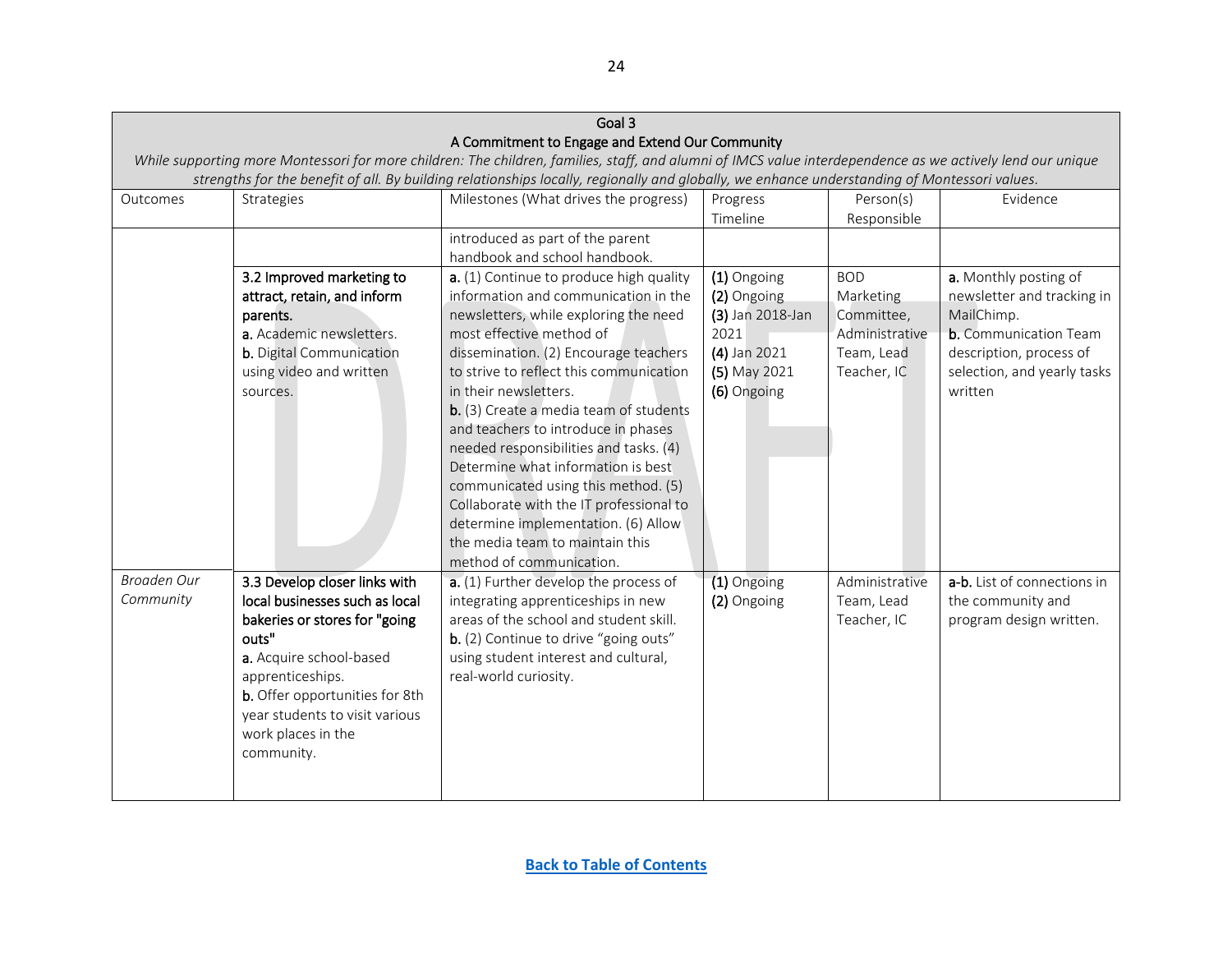| Goal 3 | | | | | |
|---|---|---|---|---|---|
| **A Commitment to Engage and Extend Our Community** | | | | | |
| *While supporting more Montessori for more children: The children, families, staff, and alumni of IMCS value interdependence as we actively lend our unique strengths for the benefit of all. By building relationships locally, regionally and globally, we enhance understanding of Montessori values.* | | | | | |
| Outcomes | Strategies | Milestones (What drives the progress) | Progress Timeline | Person(s) Responsible | Evidence |
| | | introduced as part of the parent handbook and school handbook. | | | |
| | **3.2 Improved marketing to attract, retain, and inform parents.** **a.** Academic newsletters. **b.** Digital Communication using video and written sources. | **a.** (1) Continue to produce high quality information and communication in the newsletters, while exploring the need most effective method of dissemination. (2) Encourage teachers to strive to reflect this communication in their newsletters. **b.** (3) Create a media team of students and teachers to introduce in phases needed responsibilities and tasks. (4) Determine what information is best communicated using this method. (5) Collaborate with the IT professional to determine implementation. (6) Allow the media team to maintain this method of communication. | **(1)** Ongoing **(2)** Ongoing **(3)** Jan 2018-Jan 2021 **(4)** Jan 2021 **(5)** May 2021 **(6)** Ongoing | BOD Marketing Committee, Administrative Team, Lead Teacher, IC | **a.** Monthly posting of newsletter and tracking in MailChimp. **b.** Communication Team description, process of selection, and yearly tasks written |
| *Broaden Our Community* | **3.3 Develop closer links with local businesses such as local bakeries or stores for "going outs"** **a.** Acquire school-based apprenticeships. **b.** Offer opportunities for 8th year students to visit various work places in the community. | **a.** (1) Further develop the process of integrating apprenticeships in new areas of the school and student skill. **b.** (2) Continue to drive "going outs" using student interest and cultural, real-world curiosity. | **(1)** Ongoing **(2)** Ongoing | Administrative Team, Lead Teacher, IC | **a-b.** List of connections in the community and program design written. |

**Back to Table of Contents**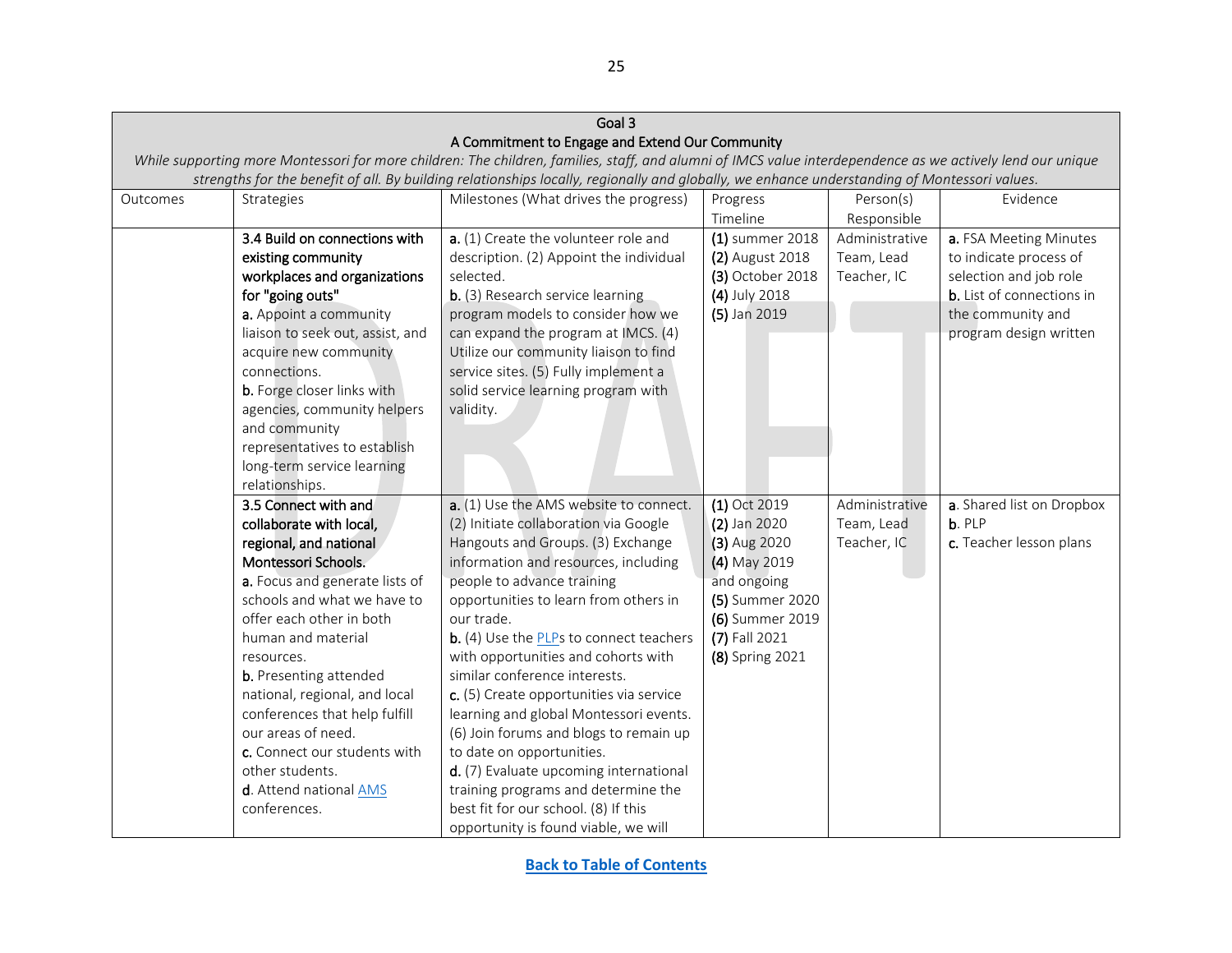| Goal 3<br>A Commitment to Engage and Extend Our Community<br>*While supporting more Montessori for more children: The children, families, staff, and alumni of IMCS value interdependence as we actively lend our unique strengths for the benefit of all. By building relationships locally, regionally and globally, we enhance understanding of Montessori values.* | | | | | |
|---|---|---|---|---|---|
| Outcomes | Strategies | Milestones (What drives the progress) | Progress Timeline | Person(s) Responsible | Evidence |
| | 3.4 Build on connections with existing community workplaces and organizations for "going outs"<br>**a.** Appoint a community liaison to seek out, assist, and acquire new community connections.<br>**b.** Forge closer links with agencies, community helpers and community representatives to establish long-term service learning relationships. | **a.** (1) Create the volunteer role and description. (2) Appoint the individual selected.<br>**b.** (3) Research service learning program models to consider how we can expand the program at IMCS. (4) Utilize our community liaison to find service sites. (5) Fully implement a solid service learning program with validity. | **(1)** summer 2018<br>**(2)** August 2018<br>**(3)** October 2018<br>**(4)** July 2018<br>**(5)** Jan 2019 | Administrative Team, Lead Teacher, IC | **a.** FSA Meeting Minutes to indicate process of selection and job role<br>**b.** List of connections in the community and program design written |
| | 3.5 Connect with and collaborate with local, regional, and national Montessori Schools.<br>**a.** Focus and generate lists of schools and what we have to offer each other in both human and material resources.<br>**b.** Presenting attended national, regional, and local conferences that help fulfill our areas of need.<br>**c.** Connect our students with other students.<br>**d.** Attend national AMS conferences. | **a.** (1) Use the AMS website to connect. (2) Initiate collaboration via Google Hangouts and Groups. (3) Exchange information and resources, including people to advance training opportunities to learn from others in our trade.<br>**b.** (4) Use the PLPs to connect teachers with opportunities and cohorts with similar conference interests.<br>**c.** (5) Create opportunities via service learning and global Montessori events. (6) Join forums and blogs to remain up to date on opportunities.<br>**d.** (7) Evaluate upcoming international training programs and determine the best fit for our school. (8) If this opportunity is found viable, we will | **(1)** Oct 2019<br>**(2)** Jan 2020<br>**(3)** Aug 2020<br>**(4)** May 2019 and ongoing<br>**(5)** Summer 2020<br>**(6)** Summer 2019<br>**(7)** Fall 2021<br>**(8)** Spring 2021 | Administrative Team, Lead Teacher, IC | **a**. Shared list on Dropbox<br>**b**. PLP<br>**c**. Teacher lesson plans |

Back to Table of Contents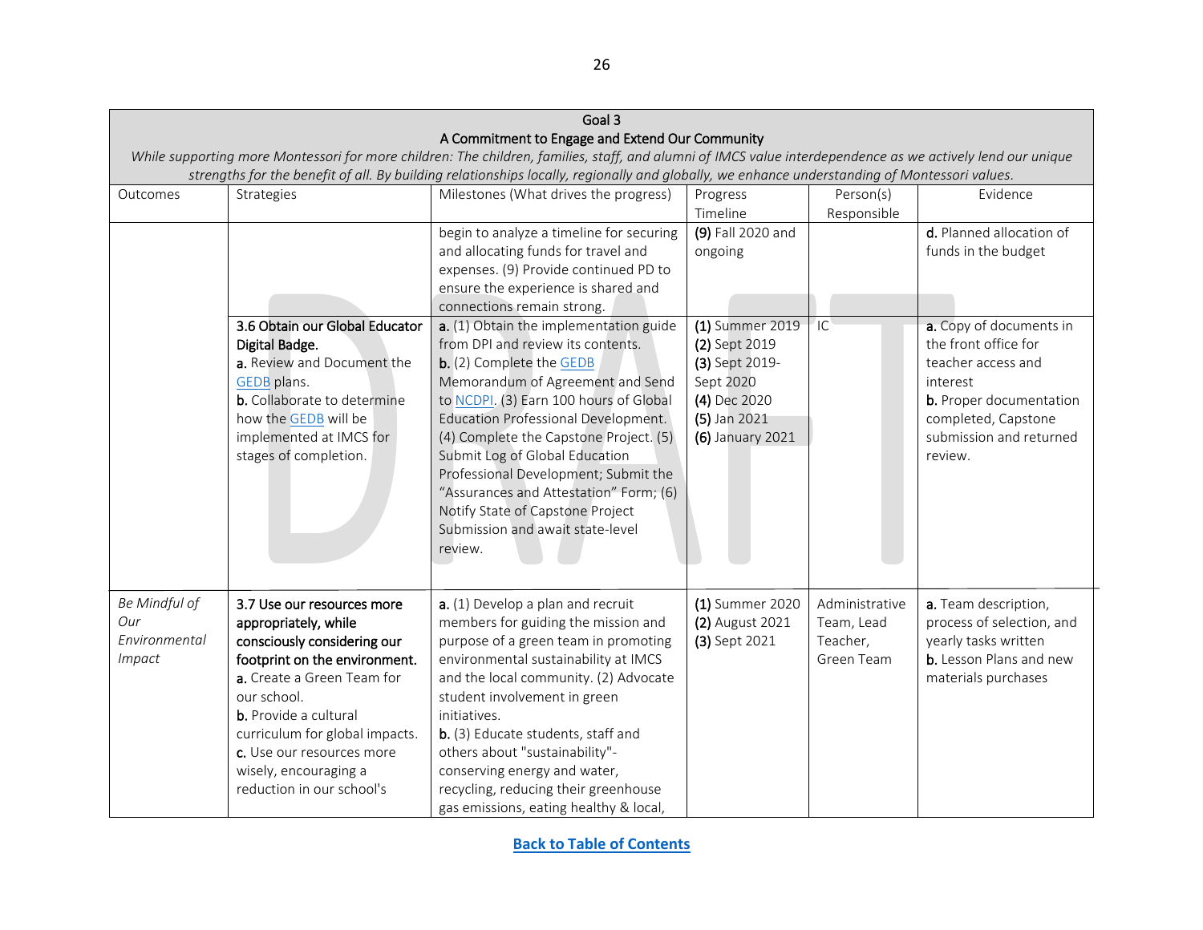| Goal 3<br>A Commitment to Engage and Extend Our Community<br>*While supporting more Montessori for more children: The children, families, staff, and alumni of IMCS value interdependence as we actively lend our unique strengths for the benefit of all. By building relationships locally, regionally and globally, we enhance understanding of Montessori values.* | | | | | |
|---|---|---|---|---|---|
| Outcomes | Strategies | Milestones (What drives the progress) | Progress Timeline | Person(s) Responsible | Evidence |
| | | begin to analyze a timeline for securing and allocating funds for travel and expenses. (9) Provide continued PD to ensure the experience is shared and connections remain strong. | **(9)** Fall 2020 and ongoing | | **d.** Planned allocation of funds in the budget |
| | **3.6 Obtain our Global Educator Digital Badge.**<br>**a.** Review and Document the GEDB plans.<br>**b.** Collaborate to determine how the GEDB will be implemented at IMCS for stages of completion. | **a.** (1) Obtain the implementation guide from DPI and review its contents.<br>**b.** (2) Complete the GEDB Memorandum of Agreement and Send to NCDPI. (3) Earn 100 hours of Global Education Professional Development. (4) Complete the Capstone Project. (5) Submit Log of Global Education Professional Development; Submit the "Assurances and Attestation" Form; (6) Notify State of Capstone Project Submission and await state-level review. | **(1)** Summer 2019<br>**(2)** Sept 2019<br>**(3)** Sept 2019-Sept 2020<br>**(4)** Dec 2020<br>**(5)** Jan 2021<br>**(6)** January 2021 | IC | **a.** Copy of documents in the front office for teacher access and interest<br>**b.** Proper documentation completed, Capstone submission and returned review. |
| *Be Mindful of Our Environmental Impact* | **3.7 Use our resources more appropriately, while consciously considering our footprint on the environment.**<br>**a.** Create a Green Team for our school.<br>**b.** Provide a cultural curriculum for global impacts.<br>**c.** Use our resources more wisely, encouraging a reduction in our school's | **a.** (1) Develop a plan and recruit members for guiding the mission and purpose of a green team in promoting environmental sustainability at IMCS and the local community. (2) Advocate student involvement in green initiatives.<br>**b.** (3) Educate students, staff and others about "sustainability"- conserving energy and water, recycling, reducing their greenhouse gas emissions, eating healthy & local, | **(1)** Summer 2020<br>**(2)** August 2021<br>**(3)** Sept 2021 | Administrative Team, Lead Teacher, Green Team | **a.** Team description, process of selection, and yearly tasks written<br>**b.** Lesson Plans and new materials purchases |

Back to Table of Contents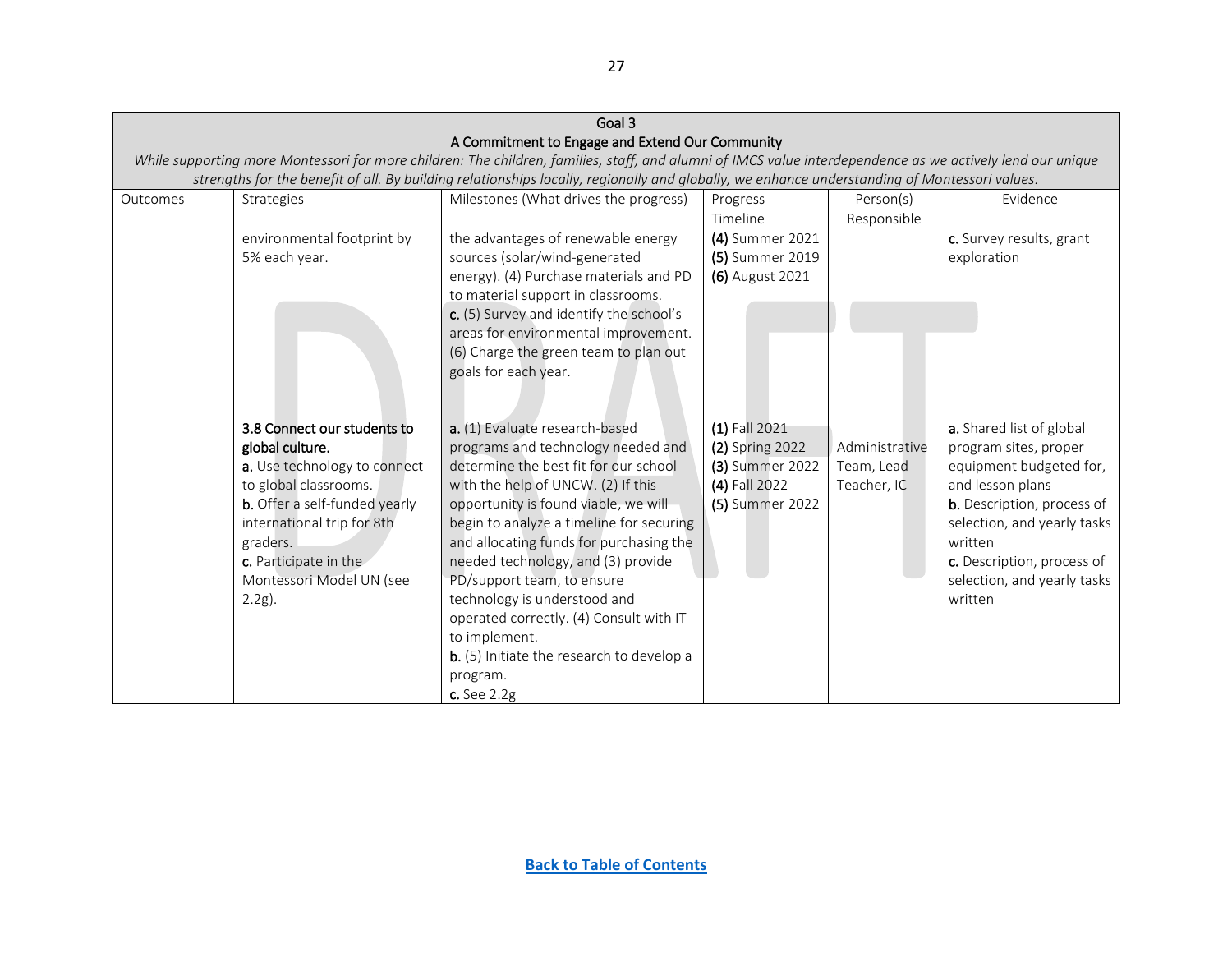| Goal 3<br>A Commitment to Engage and Extend Our Community<br>*While supporting more Montessori for more children: The children, families, staff, and alumni of IMCS value interdependence as we actively lend our unique strengths for the benefit of all. By building relationships locally, regionally and globally, we enhance understanding of Montessori values.* | | | | | |
|---|---|---|---|---|---|
| Outcomes | Strategies | Milestones (What drives the progress) | Progress Timeline | Person(s) Responsible | Evidence |
| | environmental footprint by 5% each year. | the advantages of renewable energy sources (solar/wind-generated energy). (4) Purchase materials and PD to material support in classrooms.<br>**c.** (5) Survey and identify the school's areas for environmental improvement. (6) Charge the green team to plan out goals for each year. | **(4)** Summer 2021<br>**(5)** Summer 2019<br>**(6)** August 2021 | | **c.** Survey results, grant exploration |
| | **3.8 Connect our students to global culture.**<br>**a.** Use technology to connect to global classrooms.<br>**b.** Offer a self-funded yearly international trip for 8th graders.<br>**c.** Participate in the Montessori Model UN (see 2.2g). | **a.** (1) Evaluate research-based programs and technology needed and determine the best fit for our school with the help of UNCW. (2) If this opportunity is found viable, we will begin to analyze a timeline for securing and allocating funds for purchasing the needed technology, and (3) provide PD/support team, to ensure technology is understood and operated correctly. (4) Consult with IT to implement.<br>**b.** (5) Initiate the research to develop a program.<br>**c.** See 2.2g | **(1)** Fall 2021<br>**(2)** Spring 2022<br>**(3)** Summer 2022<br>**(4)** Fall 2022<br>**(5)** Summer 2022 | Administrative Team, Lead Teacher, IC | **a.** Shared list of global program sites, proper equipment budgeted for, and lesson plans<br>**b.** Description, process of selection, and yearly tasks written<br>**c.** Description, process of selection, and yearly tasks written |

Back to Table of Contents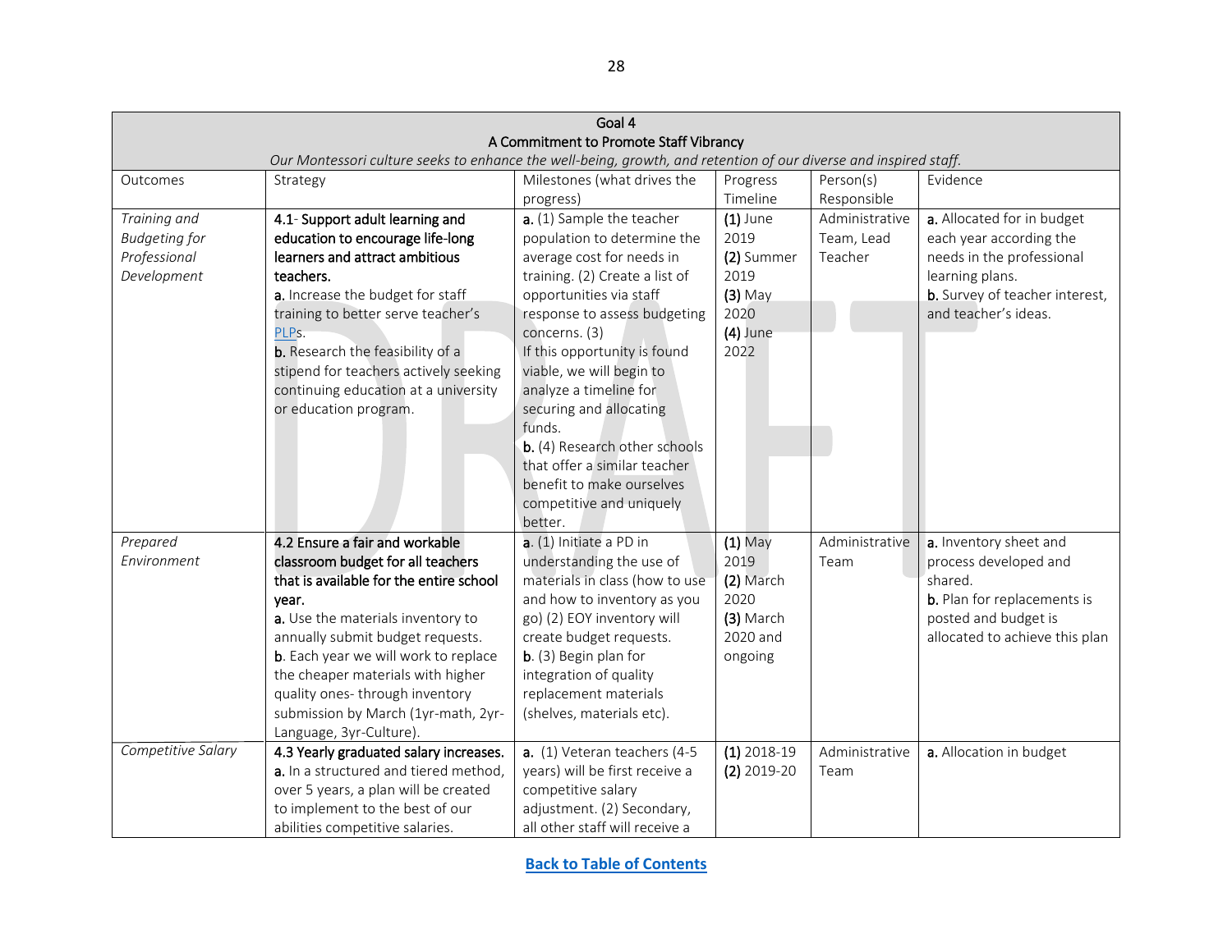| Goal 4<br>A Commitment to Promote Staff Vibrancy<br>*Our Montessori culture seeks to enhance the well-being, growth, and retention of our diverse and inspired staff.* | | | | | |
|---|---|---|---|---|---|
| Outcomes | Strategy | Milestones (what drives the progress) | Progress Timeline | Person(s) Responsible | Evidence |
| *Training and Budgeting for Professional Development* | **4.1- Support adult learning and education to encourage life-long learners and attract ambitious teachers.**<br>**a.** Increase the budget for staff training to better serve teacher's PLPs.<br>**b.** Research the feasibility of a stipend for teachers actively seeking continuing education at a university or education program. | **a.** (1) Sample the teacher population to determine the average cost for needs in training. (2) Create a list of opportunities via staff response to assess budgeting concerns. (3) If this opportunity is found viable, we will begin to analyze a timeline for securing and allocating funds.<br>**b.** (4) Research other schools that offer a similar teacher benefit to make ourselves competitive and uniquely better. | **(1)** June 2019<br>**(2)** Summer 2019<br>**(3)** May 2020<br>**(4)** June 2022 | Administrative Team, Lead Teacher | **a.** Allocated for in budget each year according the needs in the professional learning plans.<br>**b.** Survey of teacher interest, and teacher's ideas. |
| *Prepared Environment* | **4.2 Ensure a fair and workable classroom budget for all teachers that is available for the entire school year.**<br>**a.** Use the materials inventory to annually submit budget requests.<br>**b**. Each year we will work to replace the cheaper materials with higher quality ones- through inventory submission by March (1yr-math, 2yr-Language, 3yr-Culture). | **a**. (1) Initiate a PD in understanding the use of materials in class (how to use and how to inventory as you go) (2) EOY inventory will create budget requests.<br>**b**. (3) Begin plan for integration of quality replacement materials (shelves, materials etc). | **(1)** May 2019<br>**(2)** March 2020<br>**(3)** March 2020 and ongoing | Administrative Team | **a.** Inventory sheet and process developed and shared.<br>**b.** Plan for replacements is posted and budget is allocated to achieve this plan |
| *Competitive Salary* | **4.3 Yearly graduated salary increases.**<br>**a.** In a structured and tiered method, over 5 years, a plan will be created to implement to the best of our abilities competitive salaries. | **a.** (1) Veteran teachers (4-5 years) will be first receive a competitive salary adjustment. (2) Secondary, all other staff will receive a | **(1)** 2018-19<br>**(2)** 2019-20 | Administrative Team | **a.** Allocation in budget |

[Back to Table of Contents]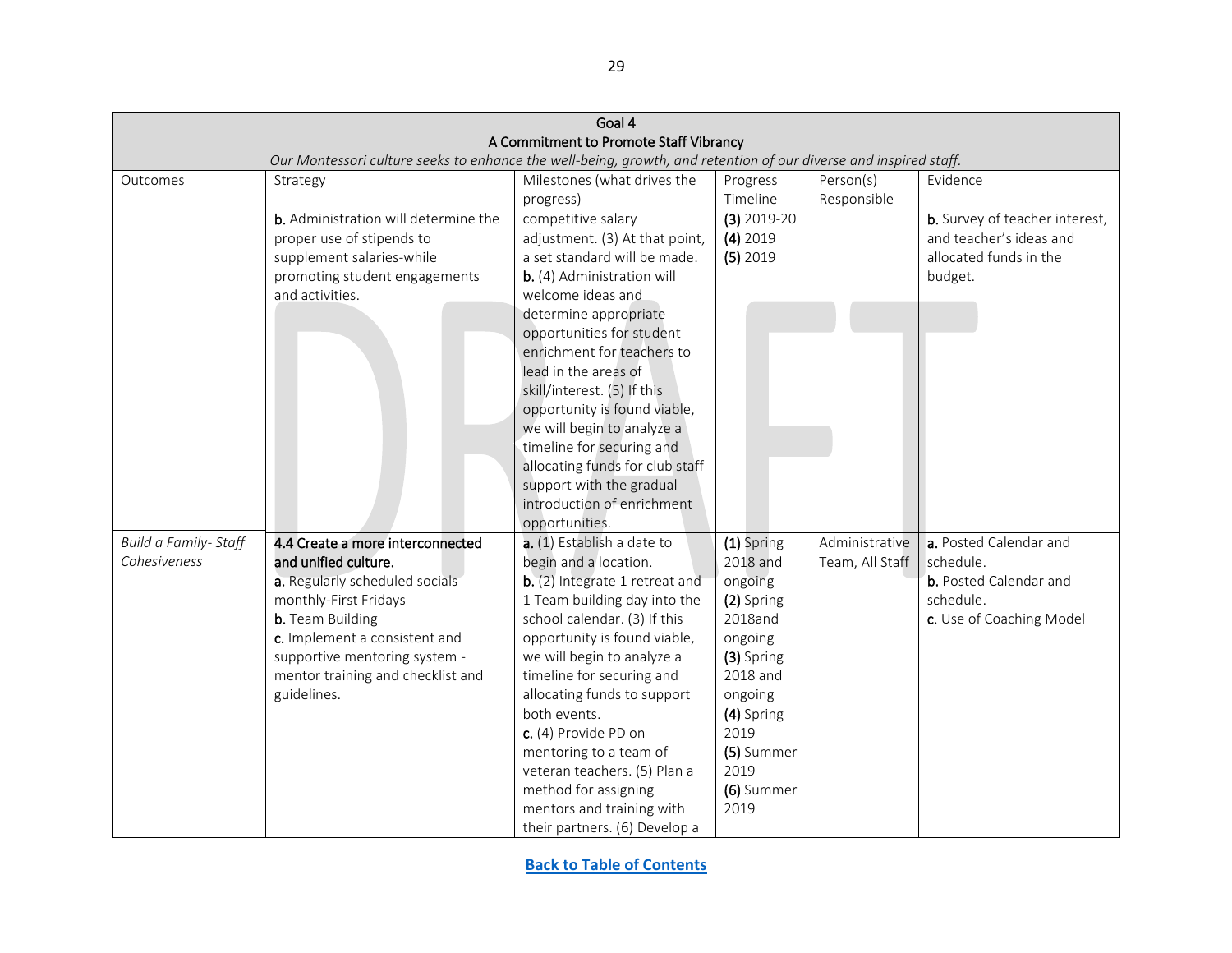| Goal 4<br>A Commitment to Promote Staff Vibrancy<br>*Our Montessori culture seeks to enhance the well-being, growth, and retention of our diverse and inspired staff.* | | | | | |
|---|---|---|---|---|---|
| Outcomes | Strategy | Milestones (what drives the progress) | Progress Timeline | Person(s) Responsible | Evidence |
| | **b.** Administration will determine the proper use of stipends to supplement salaries-while promoting student engagements and activities. | competitive salary adjustment. (3) At that point, a set standard will be made.<br>**b.** (4) Administration will welcome ideas and determine appropriate opportunities for student enrichment for teachers to lead in the areas of skill/interest. (5) If this opportunity is found viable, we will begin to analyze a timeline for securing and allocating funds for club staff support with the gradual introduction of enrichment opportunities. | **(3)** 2019-20<br>**(4)** 2019<br>**(5)** 2019 | | **b.** Survey of teacher interest, and teacher's ideas and allocated funds in the budget. |
| *Build a Family- Staff Cohesiveness* | **4.4 Create a more interconnected and unified culture.**<br>**a.** Regularly scheduled socials monthly-First Fridays<br>**b.** Team Building<br>**c.** Implement a consistent and supportive mentoring system - mentor training and checklist and guidelines. | **a.** (1) Establish a date to begin and a location.<br>**b.** (2) Integrate 1 retreat and 1 Team building day into the school calendar. (3) If this opportunity is found viable, we will begin to analyze a timeline for securing and allocating funds to support both events.<br>**c.** (4) Provide PD on mentoring to a team of veteran teachers. (5) Plan a method for assigning mentors and training with their partners. (6) Develop a | **(1)** Spring 2018 and ongoing<br>**(2)** Spring 2018and ongoing<br>**(3)** Spring 2018 and ongoing<br>**(4)** Spring 2019<br>**(5)** Summer 2019<br>**(6)** Summer 2019 | Administrative Team, All Staff | **a.** Posted Calendar and schedule.<br>**b.** Posted Calendar and schedule.<br>**c.** Use of Coaching Model |

[Back to Table of Contents]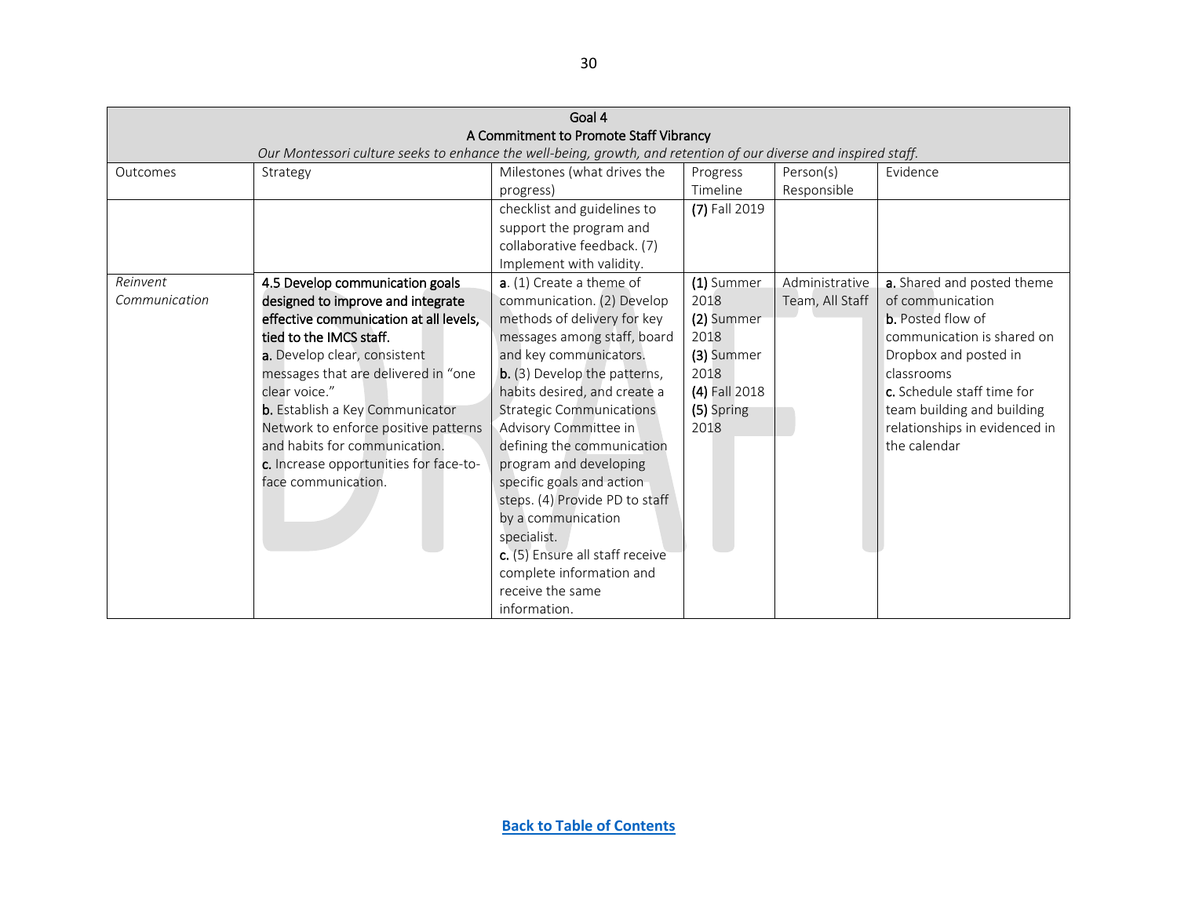| Goal 4<br>A Commitment to Promote Staff Vibrancy<br>*Our Montessori culture seeks to enhance the well-being, growth, and retention of our diverse and inspired staff.* | | | | | |
|---|---|---|---|---|---|
| Outcomes | Strategy | Milestones (what drives the progress) | Progress Timeline | Person(s) Responsible | Evidence |
| | | checklist and guidelines to support the program and collaborative feedback. (7) Implement with validity. | **(7)** Fall 2019 | | |
| *Reinvent Communication* | **4.5 Develop communication goals designed to improve and integrate effective communication at all levels, tied to the IMCS staff.**<br>**a.** Develop clear, consistent messages that are delivered in "one clear voice."<br>**b.** Establish a Key Communicator Network to enforce positive patterns and habits for communication.<br>**c.** Increase opportunities for face-to-face communication. | **a**. (1) Create a theme of communication. (2) Develop methods of delivery for key messages among staff, board and key communicators.<br>**b.** (3) Develop the patterns, habits desired, and create a Strategic Communications Advisory Committee in defining the communication program and developing specific goals and action steps. (4) Provide PD to staff by a communication specialist.<br>**c.** (5) Ensure all staff receive complete information and receive the same information. | **(1)** Summer 2018<br>**(2)** Summer 2018<br>**(3)** Summer 2018<br>**(4)** Fall 2018<br>**(5)** Spring 2018 | Administrative Team, All Staff | **a.** Shared and posted theme of communication<br>**b.** Posted flow of communication is shared on Dropbox and posted in classrooms<br>**c.** Schedule staff time for team building and building relationships in evidenced in the calendar |

Back to Table of Contents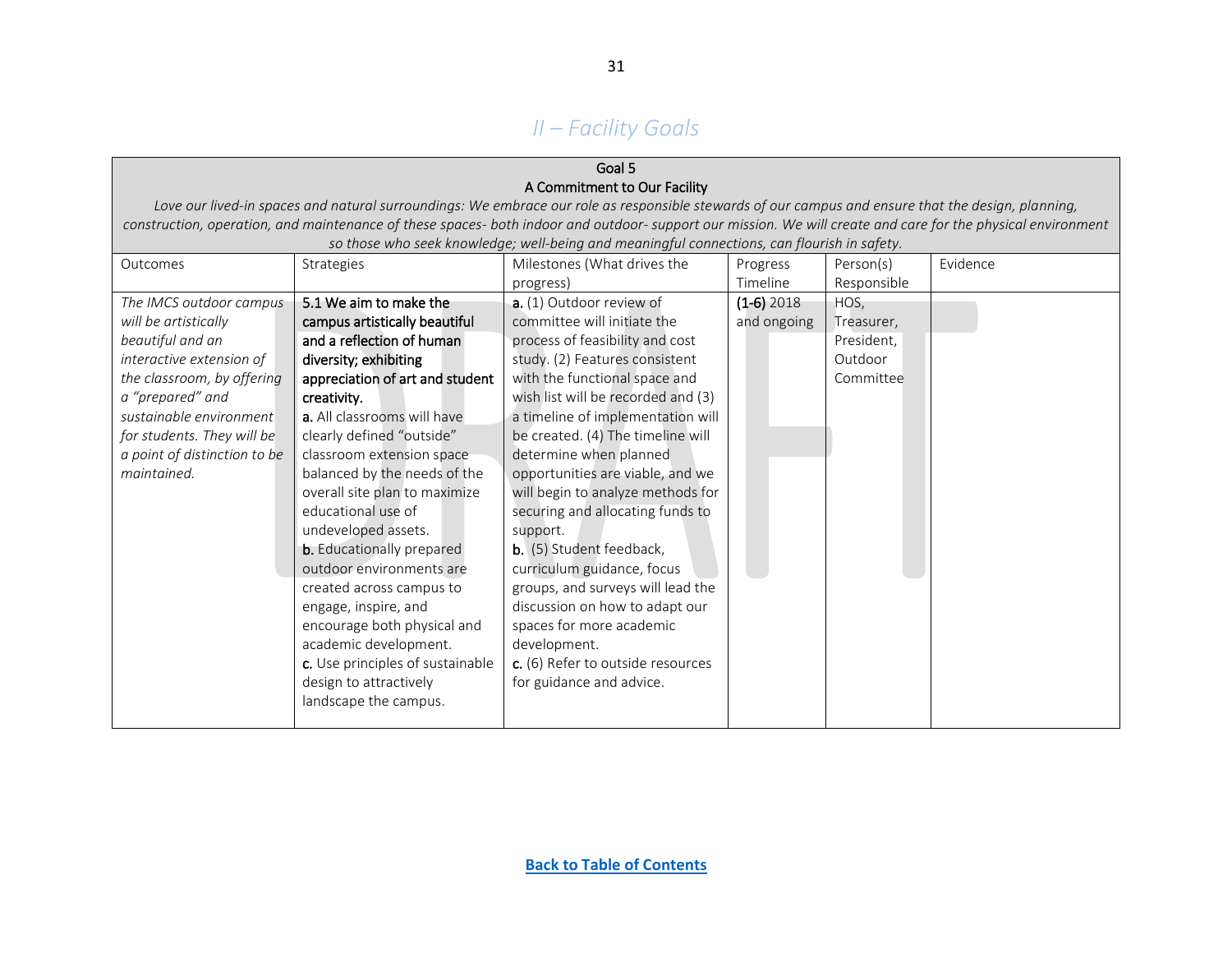## *II – Facility Goals*

| Goal 5<br>A Commitment to Our Facility<br>*Love our lived-in spaces and natural surroundings: We embrace our role as responsible stewards of our campus and ensure that the design, planning, construction, operation, and maintenance of these spaces- both indoor and outdoor- support our mission. We will create and care for the physical environment so those who seek knowledge; well-being and meaningful connections, can flourish in safety.* | | | | | |
|---|---|---|---|---|---|
| Outcomes | Strategies | Milestones (What drives the progress) | Progress Timeline | Person(s) Responsible | Evidence |
| *The IMCS outdoor campus will be artistically beautiful and an interactive extension of the classroom, by offering a "prepared" and sustainable environment for students. They will be a point of distinction to be maintained.* | **5.1 We aim to make the campus artistically beautiful and a reflection of human diversity; exhibiting appreciation of art and student creativity.**<br>**a.** All classrooms will have clearly defined "outside" classroom extension space balanced by the needs of the overall site plan to maximize educational use of undeveloped assets.<br>**b.** Educationally prepared outdoor environments are created across campus to engage, inspire, and encourage both physical and academic development.<br>**c.** Use principles of sustainable design to attractively landscape the campus. | **a.** (1) Outdoor review of committee will initiate the process of feasibility and cost study. (2) Features consistent with the functional space and wish list will be recorded and (3) a timeline of implementation will be created. (4) The timeline will determine when planned opportunities are viable, and we will begin to analyze methods for securing and allocating funds to support.<br>**b.** (5) Student feedback, curriculum guidance, focus groups, and surveys will lead the discussion on how to adapt our spaces for more academic development.<br>**c.** (6) Refer to outside resources for guidance and advice. | (1-6) 2018 and ongoing | HOS, Treasurer, President, Outdoor Committee | |

Back to Table of Contents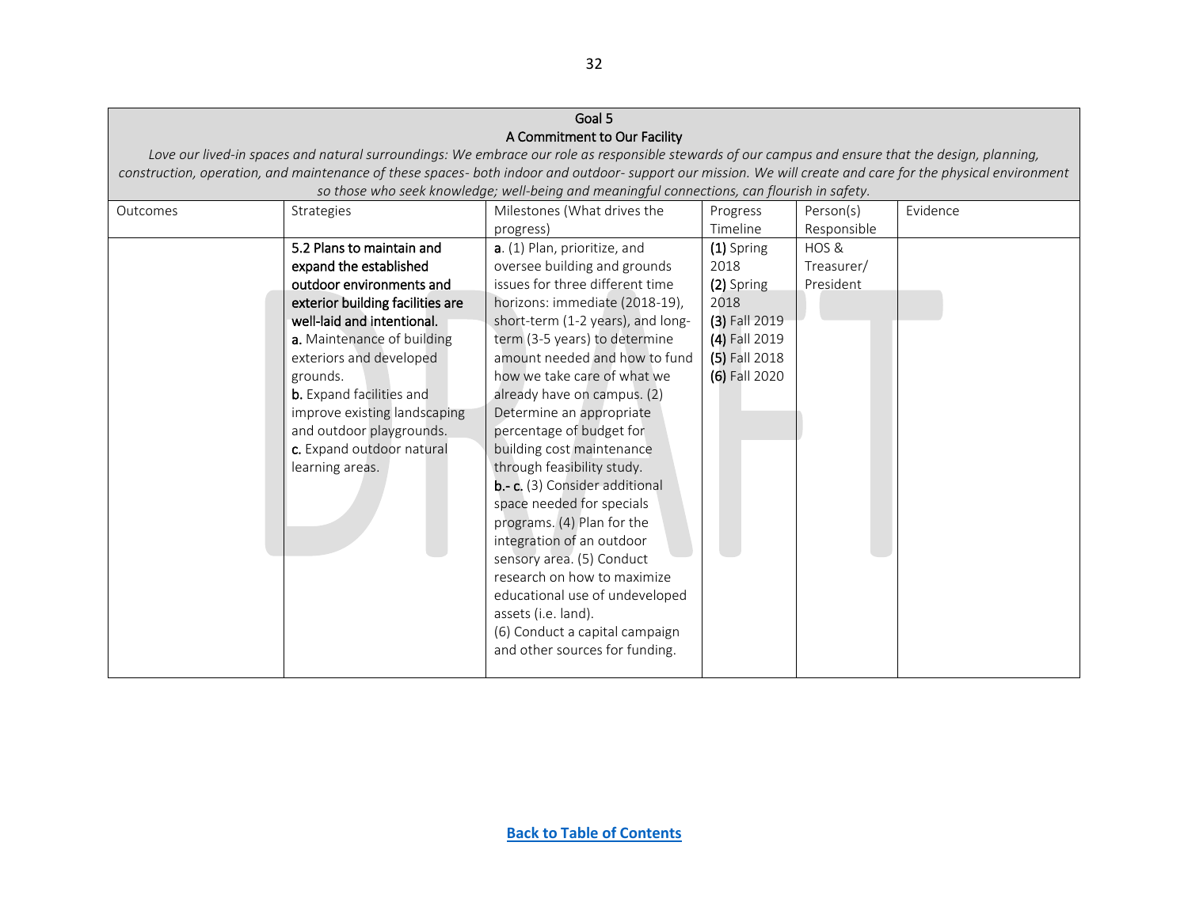| Goal 5<br>A Commitment to Our Facility<br>*Love our lived-in spaces and natural surroundings: We embrace our role as responsible stewards of our campus and ensure that the design, planning, construction, operation, and maintenance of these spaces- both indoor and outdoor- support our mission. We will create and care for the physical environment so those who seek knowledge; well-being and meaningful connections, can flourish in safety.* | | | | | |
|---|---|---|---|---|---|
| Outcomes | Strategies | Milestones (What drives the progress) | Progress Timeline | Person(s) Responsible | Evidence |
| | **5.2 Plans to maintain and expand the established outdoor environments and exterior building facilities are well-laid and intentional.**<br>**a.** Maintenance of building exteriors and developed grounds.<br>**b.** Expand facilities and improve existing landscaping and outdoor playgrounds.<br>**c.** Expand outdoor natural learning areas. | **a**. (1) Plan, prioritize, and oversee building and grounds issues for three different time horizons: immediate (2018-19), short-term (1-2 years), and long-term (3-5 years) to determine amount needed and how to fund how we take care of what we already have on campus. (2) Determine an appropriate percentage of budget for building cost maintenance through feasibility study.<br>**b.- c.** (3) Consider additional space needed for specials programs. (4) Plan for the integration of an outdoor sensory area. (5) Conduct research on how to maximize educational use of undeveloped assets (i.e. land).<br>(6) Conduct a capital campaign and other sources for funding. | **(1)** Spring 2018<br>**(2)** Spring 2018<br>**(3)** Fall 2019<br>**(4)** Fall 2019<br>**(5)** Fall 2018<br>**(6)** Fall 2020 | HOS & Treasurer/ President | |

[Back to Table of Contents]()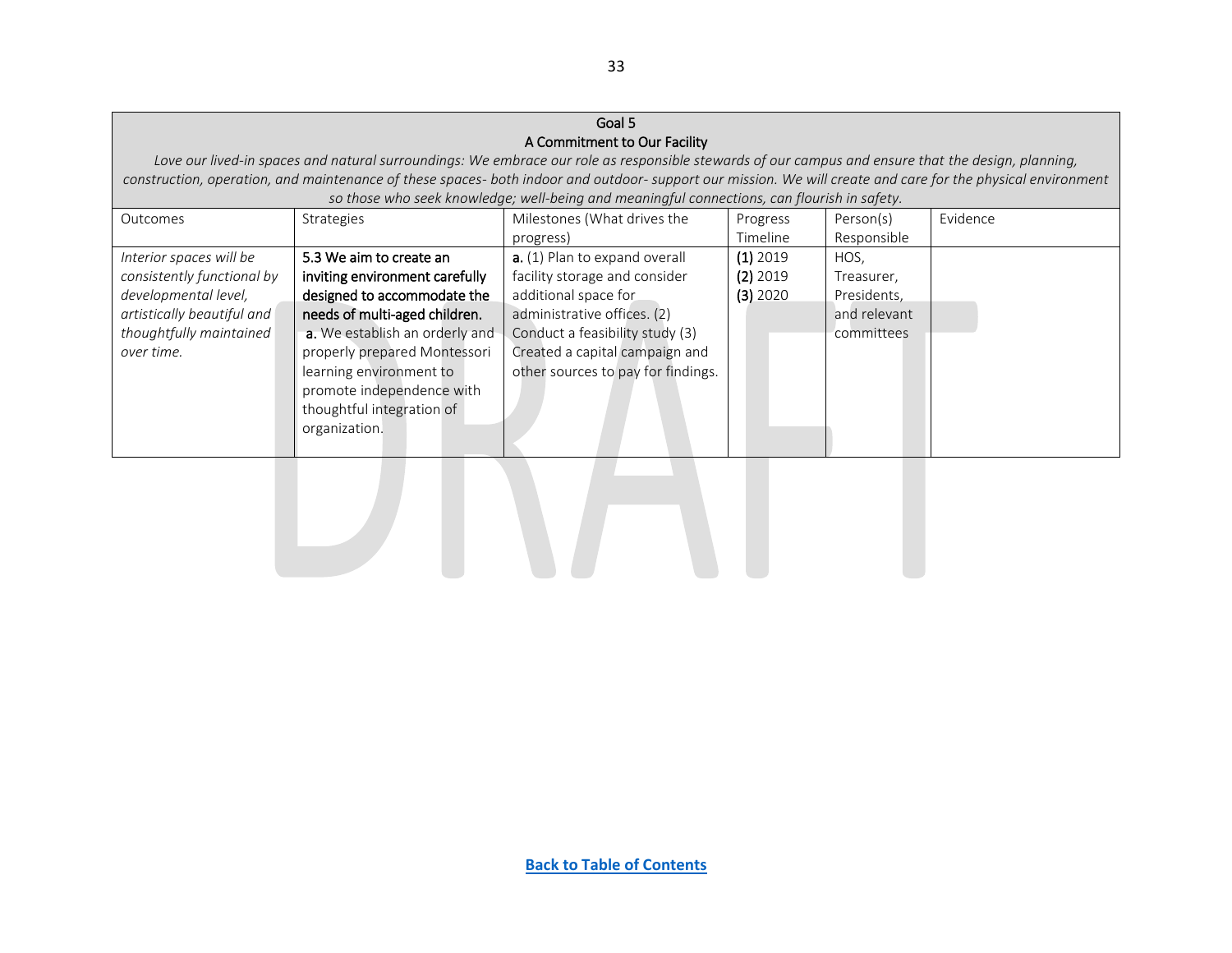| Goal 5<br>A Commitment to Our Facility<br>*Love our lived-in spaces and natural surroundings: We embrace our role as responsible stewards of our campus and ensure that the design, planning, construction, operation, and maintenance of these spaces- both indoor and outdoor- support our mission. We will create and care for the physical environment so those who seek knowledge; well-being and meaningful connections, can flourish in safety.* | | | | | |
|---|---|---|---|---|---|
| Outcomes | Strategies | Milestones (What drives the progress) | Progress Timeline | Person(s) Responsible | Evidence |
| *Interior spaces will be consistently functional by developmental level, artistically beautiful and thoughtfully maintained over time.* | 5.3 We aim to create an inviting environment carefully designed to accommodate the needs of multi-aged children.<br>**a.** We establish an orderly and properly prepared Montessori learning environment to promote independence with thoughtful integration of organization. | **a.** (1) Plan to expand overall facility storage and consider additional space for administrative offices. (2) Conduct a feasibility study (3) Created a capital campaign and other sources to pay for findings. | **(1)** 2019<br>**(2)** 2019<br>**(3)** 2020 | HOS, Treasurer, Presidents, and relevant committees | |

[Back to Table of Contents]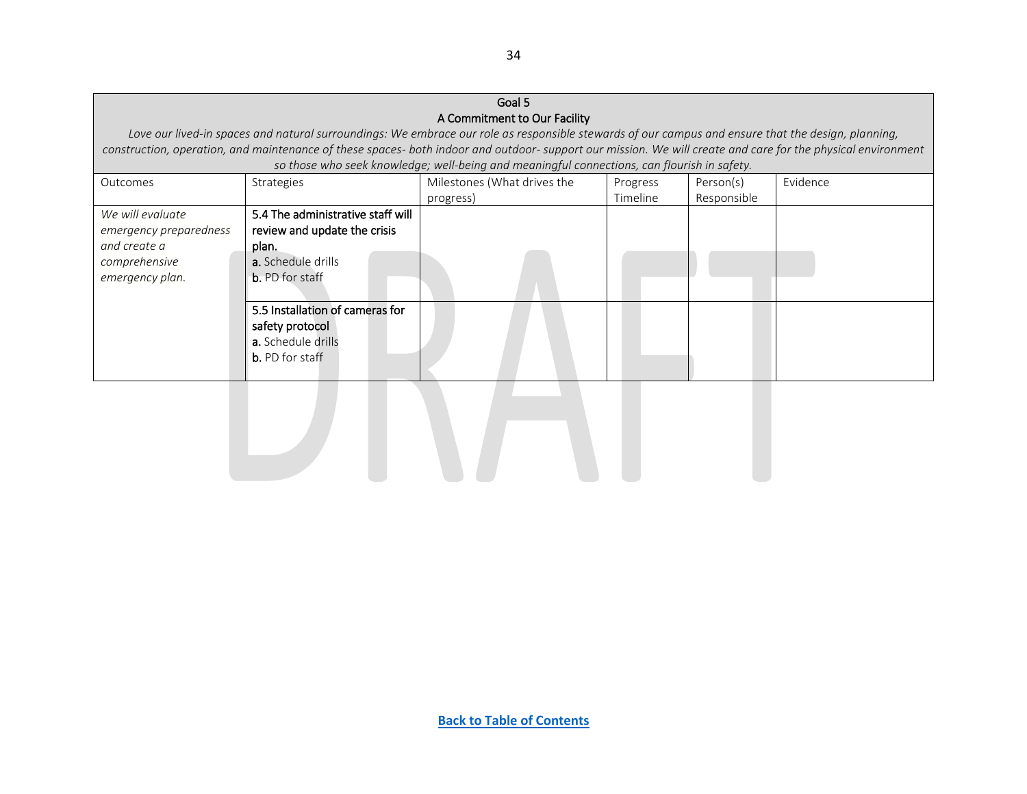| Goal 5<br>A Commitment to Our Facility<br>*Love our lived-in spaces and natural surroundings: We embrace our role as responsible stewards of our campus and ensure that the design, planning, construction, operation, and maintenance of these spaces- both indoor and outdoor- support our mission. We will create and care for the physical environment so those who seek knowledge; well-being and meaningful connections, can flourish in safety.* | | | | | |
|---|---|---|---|---|---|
| Outcomes | Strategies | Milestones (What drives the progress) | Progress Timeline | Person(s) Responsible | Evidence |
| *We will evaluate emergency preparedness and create a comprehensive emergency plan.* | **5.4 The administrative staff will review and update the crisis plan.**<br>**a.** Schedule drills<br>**b.** PD for staff | | | | |
| | **5.5 Installation of cameras for safety protocol**<br>**a.** Schedule drills<br>**b.** PD for staff | | | | |

**Back to Table of Contents**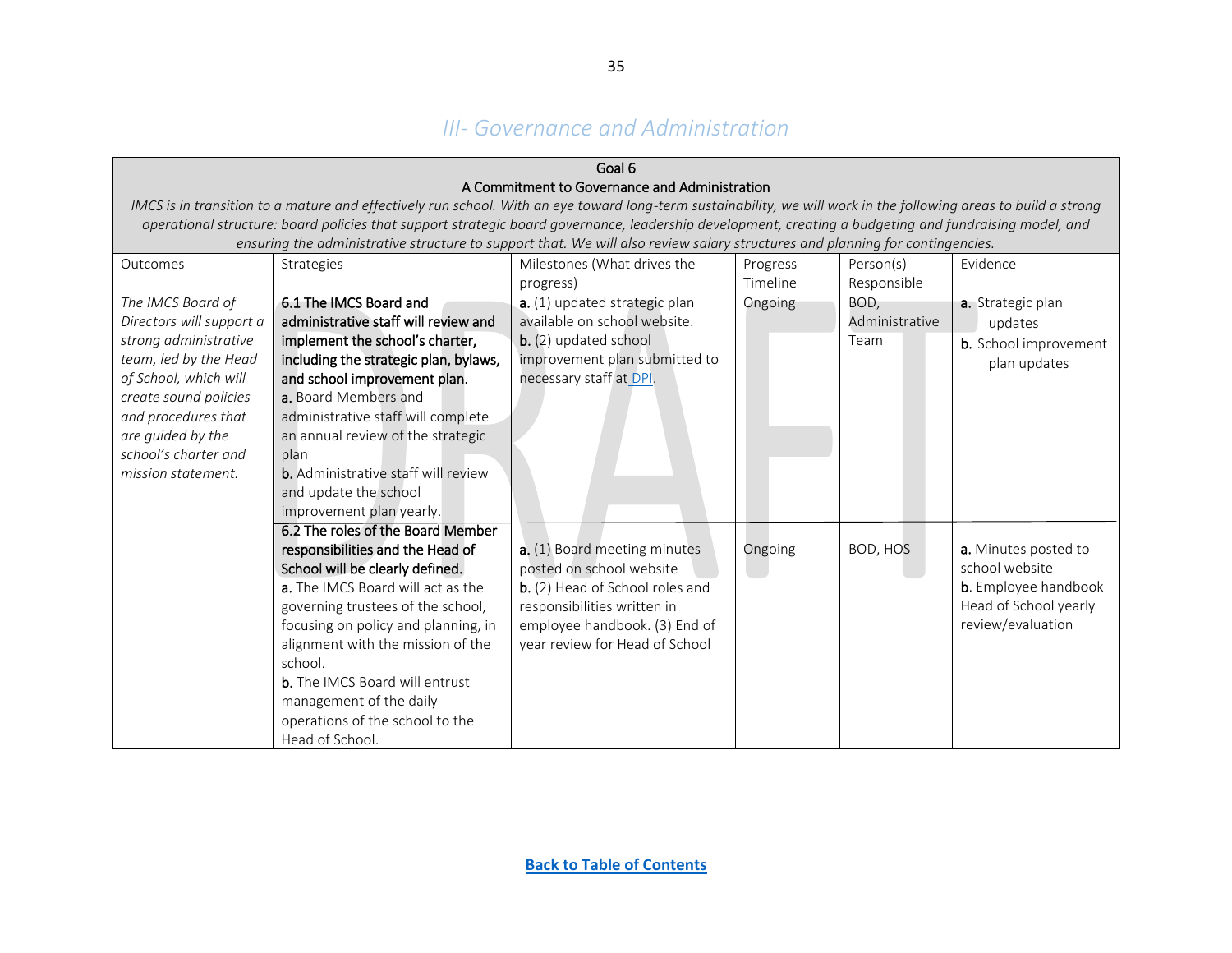## *III- Governance and Administration*

| Goal 6<br>A Commitment to Governance and Administration<br>*IMCS is in transition to a mature and effectively run school. With an eye toward long-term sustainability, we will work in the following areas to build a strong operational structure: board policies that support strategic board governance, leadership development, creating a budgeting and fundraising model, and ensuring the administrative structure to support that. We will also review salary structures and planning for contingencies.* | | | | | |
|---|---|---|---|---|---|
| Outcomes | Strategies | Milestones (What drives the progress) | Progress Timeline | Person(s) Responsible | Evidence |
| *The IMCS Board of Directors will support a strong administrative team, led by the Head of School, which will create sound policies and procedures that are guided by the school's charter and mission statement.* | **6.1 The IMCS Board and administrative staff will review and implement the school's charter, including the strategic plan, bylaws, and school improvement plan.**<br>**a.** Board Members and administrative staff will complete an annual review of the strategic plan<br>**b.** Administrative staff will review and update the school improvement plan yearly. | **a.** (1) updated strategic plan available on school website.<br>**b.** (2) updated school improvement plan submitted to necessary staff at DPI. | Ongoing | BOD, Administrative Team | **a.** Strategic plan updates<br>**b.** School improvement plan updates |
| | **6.2 The roles of the Board Member responsibilities and the Head of School will be clearly defined.**<br>**a.** The IMCS Board will act as the governing trustees of the school, focusing on policy and planning, in alignment with the mission of the school.<br>**b.** The IMCS Board will entrust management of the daily operations of the school to the Head of School. | **a.** (1) Board meeting minutes posted on school website<br>**b.** (2) Head of School roles and responsibilities written in employee handbook. (3) End of year review for Head of School | Ongoing | BOD, HOS | **a.** Minutes posted to school website<br>**b**. Employee handbook Head of School yearly review/evaluation |

**Back to Table of Contents**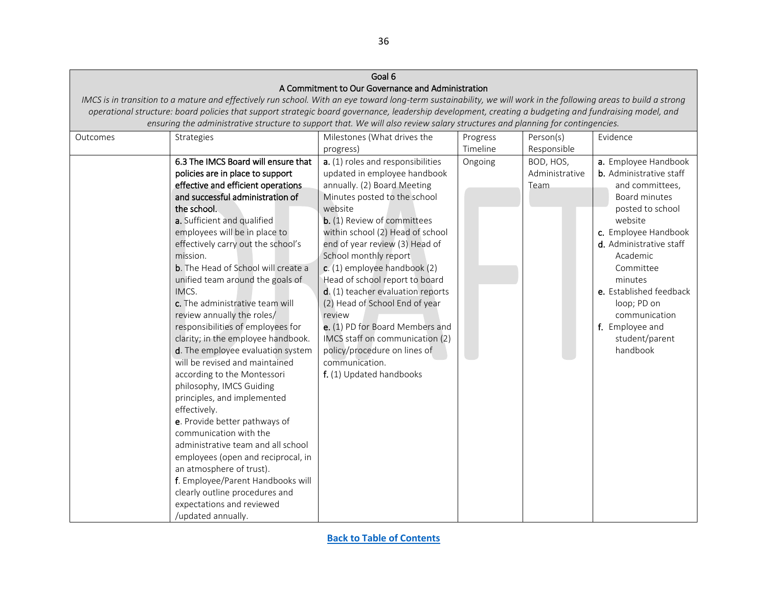| Goal 6<br>A Commitment to Our Governance and Administration<br>*IMCS is in transition to a mature and effectively run school. With an eye toward long-term sustainability, we will work in the following areas to build a strong operational structure: board policies that support strategic board governance, leadership development, creating a budgeting and fundraising model, and ensuring the administrative structure to support that. We will also review salary structures and planning for contingencies.* | | | | | |
|---|---|---|---|---|---|
| Outcomes | Strategies | Milestones (What drives the progress) | Progress Timeline | Person(s) Responsible | Evidence |
| | **6.3 The IMCS Board will ensure that policies are in place to support effective and efficient operations and successful administration of the school.**<br>**a.** Sufficient and qualified employees will be in place to effectively carry out the school's mission.<br>**b**. The Head of School will create a unified team around the goals of IMCS.<br>**c.** The administrative team will review annually the roles/ responsibilities of employees for clarity; in the employee handbook.<br>**d**. The employee evaluation system will be revised and maintained according to the Montessori philosophy, IMCS Guiding principles, and implemented effectively.<br>**e**. Provide better pathways of communication with the administrative team and all school employees (open and reciprocal, in an atmosphere of trust).<br>**f**. Employee/Parent Handbooks will clearly outline procedures and expectations and reviewed /updated annually. | **a.** (1) roles and responsibilities updated in employee handbook annually. (2) Board Meeting Minutes posted to the school website<br>**b.** (1) Review of committees within school (2) Head of school end of year review (3) Head of School monthly report<br>**c**. (1) employee handbook (2) Head of school report to board<br>**d**. (1) teacher evaluation reports (2) Head of School End of year review<br>**e.** (1) PD for Board Members and IMCS staff on communication (2) policy/procedure on lines of communication.<br>**f.** (1) Updated handbooks | Ongoing | BOD, HOS, Administrative Team | **a.** Employee Handbook<br>**b.** Administrative staff and committees, Board minutes posted to school website<br>**c.** Employee Handbook<br>**d.** Administrative staff Academic Committee minutes<br>**e.** Established feedback loop; PD on communication<br>**f.** Employee and student/parent handbook |

[Back to Table of Contents]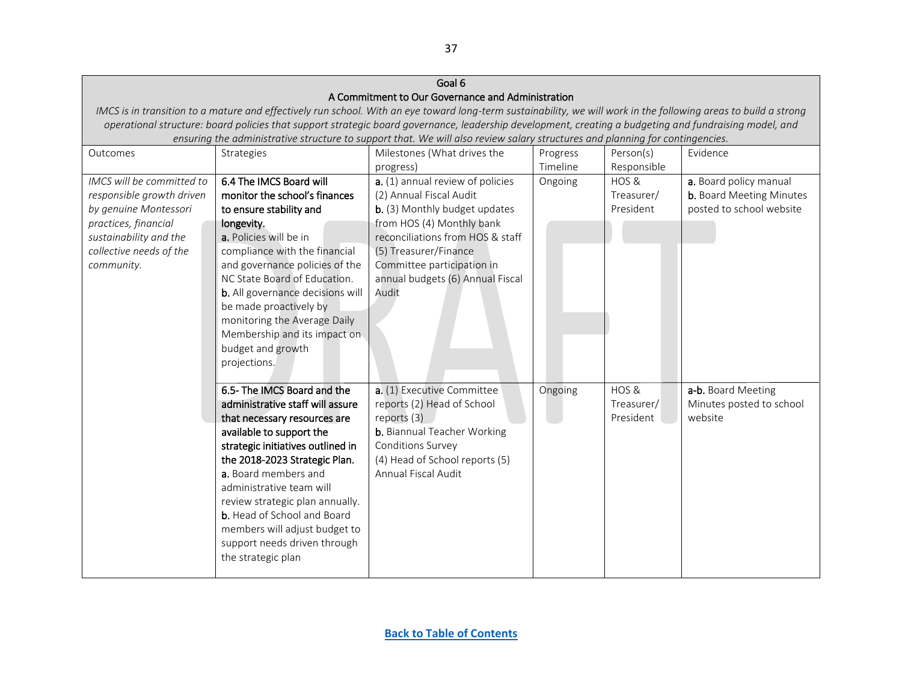| Goal 6<br>A Commitment to Our Governance and Administration<br>*IMCS is in transition to a mature and effectively run school. With an eye toward long-term sustainability, we will work in the following areas to build a strong operational structure: board policies that support strategic board governance, leadership development, creating a budgeting and fundraising model, and ensuring the administrative structure to support that. We will also review salary structures and planning for contingencies.* | | | | | |
|---|---|---|---|---|---|
| Outcomes | Strategies | Milestones (What drives the progress) | Progress Timeline | Person(s) Responsible | Evidence |
| *IMCS will be committed to responsible growth driven by genuine Montessori practices, financial sustainability and the collective needs of the community.* | **6.4 The IMCS Board will monitor the school's finances to ensure stability and longevity.**<br>**a.** Policies will be in compliance with the financial and governance policies of the NC State Board of Education.<br>**b.** All governance decisions will be made proactively by monitoring the Average Daily Membership and its impact on budget and growth projections. | **a.** (1) annual review of policies (2) Annual Fiscal Audit<br>**b.** (3) Monthly budget updates from HOS (4) Monthly bank reconciliations from HOS & staff (5) Treasurer/Finance Committee participation in annual budgets (6) Annual Fiscal Audit | Ongoing | HOS & Treasurer/ President | **a.** Board policy manual<br>**b.** Board Meeting Minutes posted to school website |
| | **6.5- The IMCS Board and the administrative staff will assure that necessary resources are available to support the strategic initiatives outlined in the 2018-2023 Strategic Plan.**<br>**a.** Board members and administrative team will review strategic plan annually.<br>**b.** Head of School and Board members will adjust budget to support needs driven through the strategic plan | **a.** (1) Executive Committee reports (2) Head of School reports (3)<br>**b.** Biannual Teacher Working Conditions Survey<br>(4) Head of School reports (5) Annual Fiscal Audit | Ongoing | HOS & Treasurer/ President | **a-b.** Board Meeting Minutes posted to school website |

**[Back to Table of Contents]**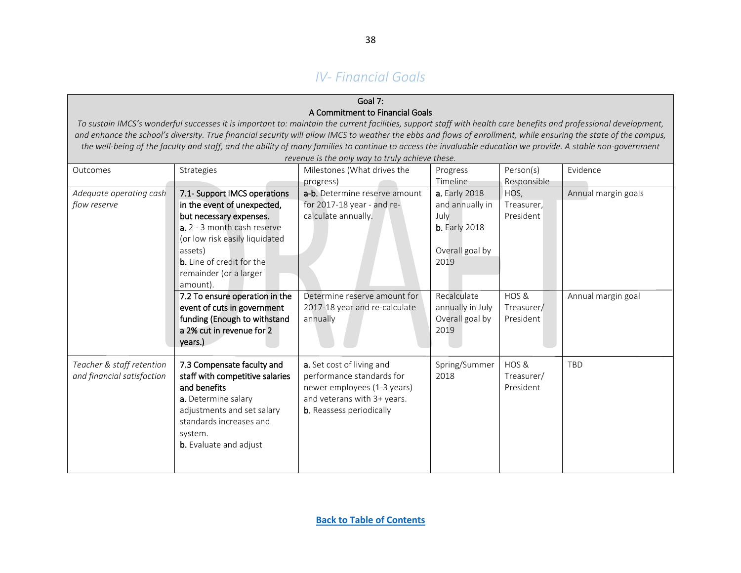## *IV- Financial Goals*

| **Goal 7:**<br>**A Commitment to Financial Goals**<br>*To sustain IMCS's wonderful successes it is important to: maintain the current facilities, support staff with health care benefits and professional development, and enhance the school's diversity. True financial security will allow IMCS to weather the ebbs and flows of enrollment, while ensuring the state of the campus, the well-being of the faculty and staff, and the ability of many families to continue to access the invaluable education we provide. A stable non-government revenue is the only way to truly achieve these.* | | | | | |
|---|---|---|---|---|---|
| Outcomes | Strategies | Milestones (What drives the progress) | Progress Timeline | Person(s) Responsible | Evidence |
| *Adequate operating cash flow reserve* | **7.1- Support IMCS operations in the event of unexpected, but necessary expenses.**<br>**a.** 2 - 3 month cash reserve (or low risk easily liquidated assets)<br>**b.** Line of credit for the remainder (or a larger amount). | **a-b.** Determine reserve amount for 2017-18 year - and re-calculate annually. | **a.** Early 2018 and annually in July<br>**b.** Early 2018<br><br>Overall goal by 2019 | HOS, Treasurer, President | Annual margin goals |
| | **7.2 To ensure operation in the event of cuts in government funding (Enough to withstand a 2% cut in revenue for 2 years.)** | Determine reserve amount for 2017-18 year and re-calculate annually | Recalculate annually in July Overall goal by 2019 | HOS & Treasurer/ President | Annual margin goal |
| *Teacher & staff retention and financial satisfaction* | **7.3 Compensate faculty and staff with competitive salaries and benefits**<br>**a.** Determine salary adjustments and set salary standards increases and system.<br>**b.** Evaluate and adjust | **a.** Set cost of living and performance standards for newer employees (1-3 years) and veterans with 3+ years.<br>**b.** Reassess periodically | Spring/Summer 2018 | HOS & Treasurer/ President | TBD |

[Back to Table of Contents]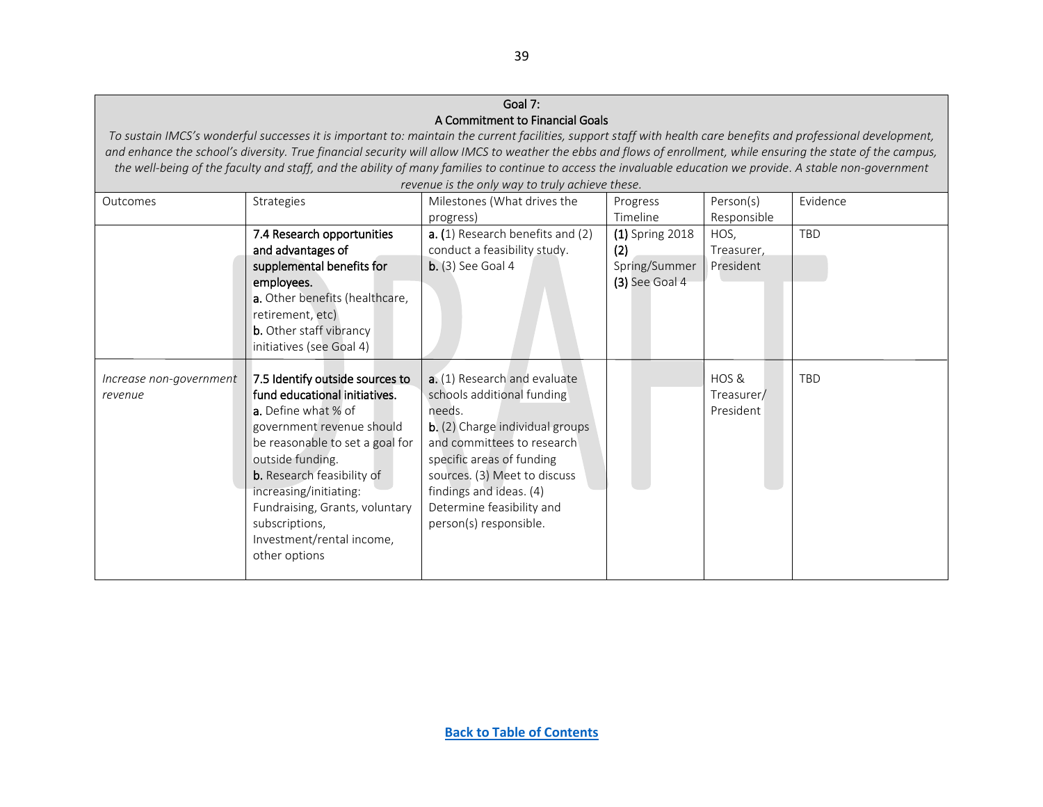| Goal 7: A Commitment to Financial Goals *To sustain IMCS's wonderful successes it is important to: maintain the current facilities, support staff with health care benefits and professional development, and enhance the school's diversity. True financial security will allow IMCS to weather the ebbs and flows of enrollment, while ensuring the state of the campus, the well-being of the faculty and staff, and the ability of many families to continue to access the invaluable education we provide. A stable non-government revenue is the only way to truly achieve these.* | | | | | |
|---|---|---|---|---|---|
| Outcomes | Strategies | Milestones (What drives the progress) | Progress Timeline | Person(s) Responsible | Evidence |
| | **7.4 Research opportunities and advantages of supplemental benefits for employees.** **a.** Other benefits (healthcare, retirement, etc) **b.** Other staff vibrancy initiatives (see Goal 4) | **a.** (1) Research benefits and (2) conduct a feasibility study. **b.** (3) See Goal 4 | **(1)** Spring 2018 **(2)** Spring/Summer **(3)** See Goal 4 | HOS, Treasurer, President | TBD |
| *Increase non-government revenue* | **7.5 Identify outside sources to fund educational initiatives.** **a.** Define what % of government revenue should be reasonable to set a goal for outside funding. **b.** Research feasibility of increasing/initiating: Fundraising, Grants, voluntary subscriptions, Investment/rental income, other options | **a.** (1) Research and evaluate schools additional funding needs. **b.** (2) Charge individual groups and committees to research specific areas of funding sources. (3) Meet to discuss findings and ideas. (4) Determine feasibility and person(s) responsible. | | HOS & Treasurer/ President | TBD |

[Back to Table of Contents]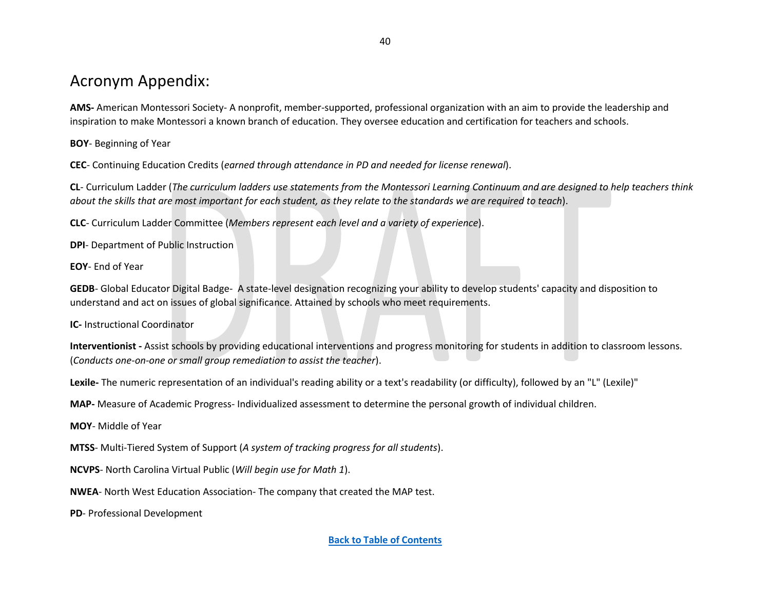# Acronym Appendix:

**AMS-** American Montessori Society- A nonprofit, member-supported, professional organization with an aim to provide the leadership and inspiration to make Montessori a known branch of education. They oversee education and certification for teachers and schools.

**BOY**- Beginning of Year

**CEC**- Continuing Education Credits (*earned through attendance in PD and needed for license renewal*).

**CL**- Curriculum Ladder (*The curriculum ladders use statements from the Montessori Learning Continuum and are designed to help teachers think about the skills that are most important for each student, as they relate to the standards we are required to teach*).

**CLC**- Curriculum Ladder Committee (*Members represent each level and a variety of experience*).

**DPI**- Department of Public Instruction

**EOY**- End of Year

**GEDB**- Global Educator Digital Badge- A state-level designation recognizing your ability to develop students' capacity and disposition to understand and act on issues of global significance. Attained by schools who meet requirements.

**IC-** Instructional Coordinator

**Interventionist -** Assist schools by providing educational interventions and progress monitoring for students in addition to classroom lessons. (*Conducts one-on-one or small group remediation to assist the teacher*).

**Lexile-** The numeric representation of an individual's reading ability or a text's readability (or difficulty), followed by an "L" (Lexile)"

**MAP-** Measure of Academic Progress- Individualized assessment to determine the personal growth of individual children.

**MOY**- Middle of Year

**MTSS**- Multi-Tiered System of Support (*A system of tracking progress for all students*).

**NCVPS**- North Carolina Virtual Public (*Will begin use for Math 1*).

**NWEA**- North West Education Association- The company that created the MAP test.

**PD**- Professional Development

[Back to Table of Contents]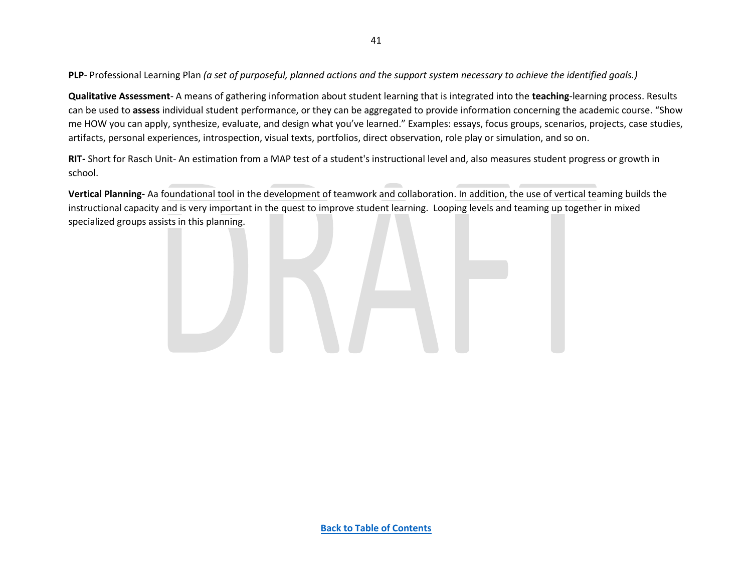**PLP**- Professional Learning Plan *(a set of purposeful, planned actions and the support system necessary to achieve the identified goals.)*

**Qualitative Assessment**- A means of gathering information about student learning that is integrated into the **teaching**-learning process. Results can be used to **assess** individual student performance, or they can be aggregated to provide information concerning the academic course. "Show me HOW you can apply, synthesize, evaluate, and design what you've learned." Examples: essays, focus groups, scenarios, projects, case studies, artifacts, personal experiences, introspection, visual texts, portfolios, direct observation, role play or simulation, and so on.

**RIT-** Short for Rasch Unit- An estimation from a MAP test of a student's instructional level and, also measures student progress or growth in school.

**Vertical Planning-** Aa foundational tool in the development of teamwork and collaboration. In addition, the use of vertical teaming builds the instructional capacity and is very important in the quest to improve student learning. Looping levels and teaming up together in mixed specialized groups assists in this planning.

**Back to Table of Contents**